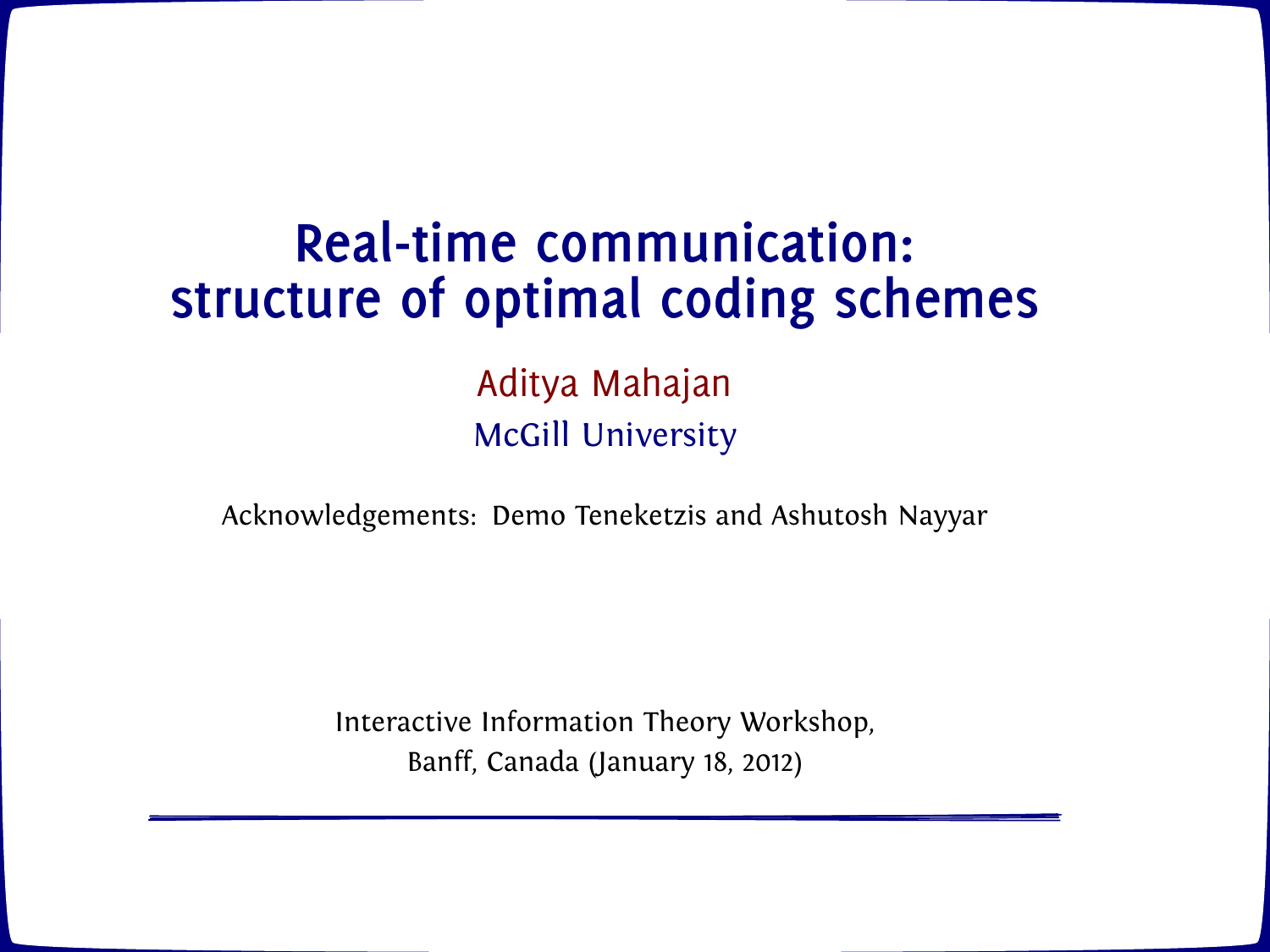# Real-time communication: structure of optimal coding schemes

Aditya Mahajan

McGill University

Acknowledgements: Demo Teneketzis and Ashutosh Nayyar

Interactive Information Theory Workshop,
Banff, Canada (January 18, 2012)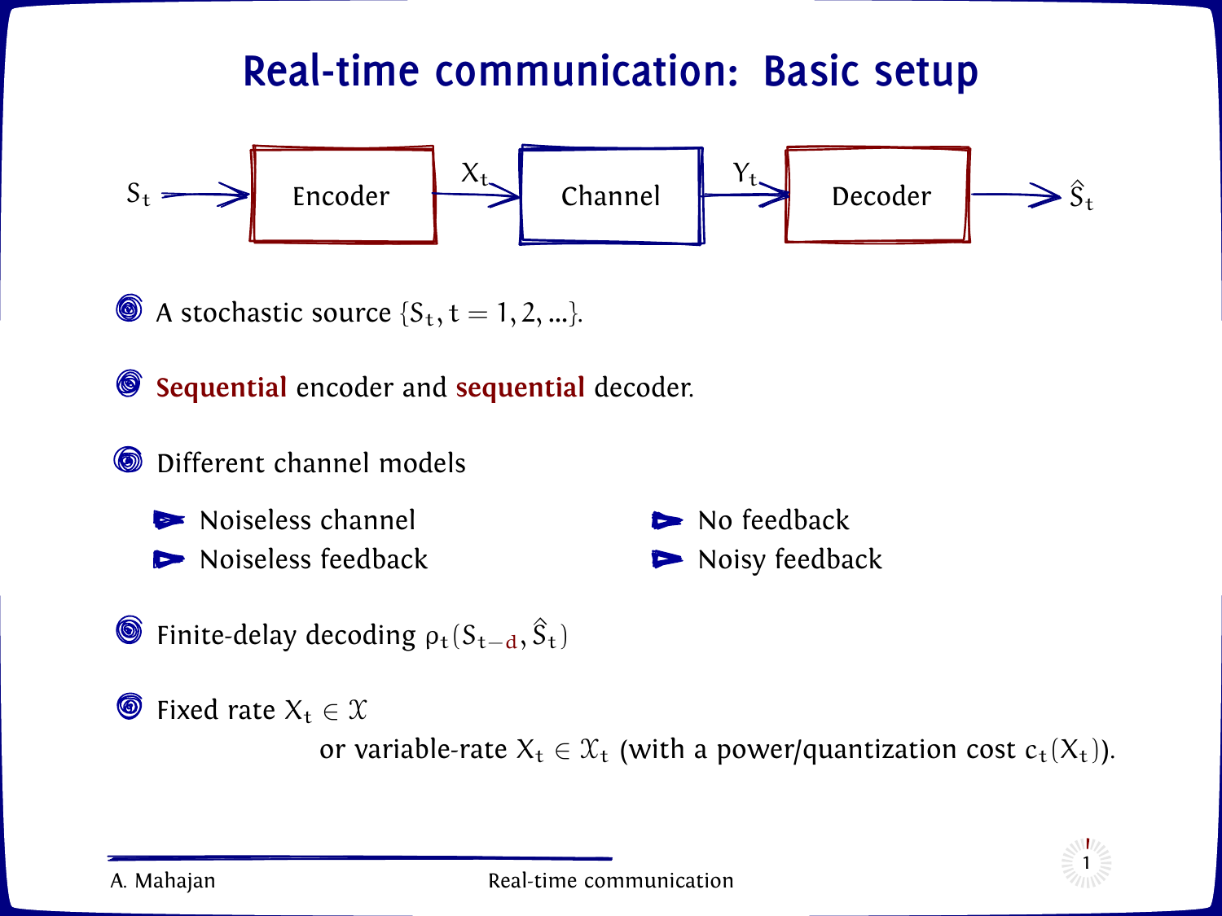# Real-time communication: Basic setup

$S_t$ → Encoder → $X_t$ → Channel → $Y_t$ → Decoder → $\hat{S}_t$

- A stochastic source $\{S_t, t = 1, 2, \ldots\}$.
- **Sequential** encoder and **sequential** decoder.
- Different channel models
  - Noiseless channel
  - Noiseless feedback
  - No feedback
  - Noisy feedback
- Finite-delay decoding $\rho_t(S_{t-d}, \hat{S}_t)$
- Fixed rate $X_t \in \mathcal{X}$

  or variable-rate $X_t \in \mathcal{X}_t$ (with a power/quantization cost $c_t(X_t)$).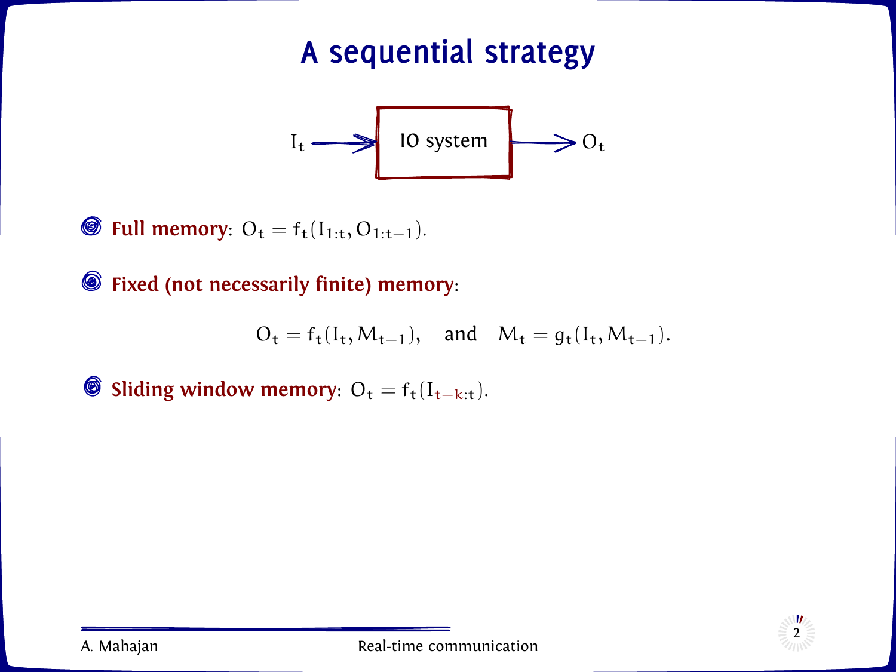# A sequential strategy

$I_t \rightarrow$ IO system $\rightarrow O_t$

- **Full memory**: $O_t = f_t(I_{1:t}, O_{1:t-1})$.

- **Fixed (not necessarily finite) memory**:

$$O_t = f_t(I_t, M_{t-1}), \quad \text{and} \quad M_t = g_t(I_t, M_{t-1}).$$

- **Sliding window memory**: $O_t = f_t(I_{t-k:t})$.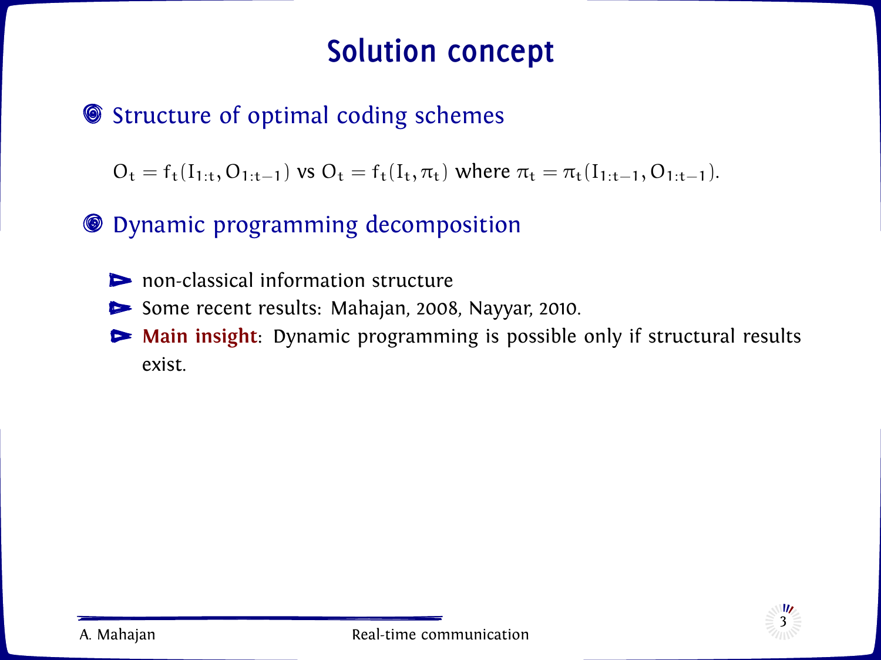# Solution concept

## Structure of optimal coding schemes

$O_t = f_t(I_{1:t}, O_{1:t-1})$ vs $O_t = f_t(I_t, \pi_t)$ where $\pi_t = \pi_t(I_{1:t-1}, O_{1:t-1})$.

## Dynamic programming decomposition

- non-classical information structure
- Some recent results: Mahajan, 2008, Nayyar, 2010.
- **Main insight**: Dynamic programming is possible only if structural results exist.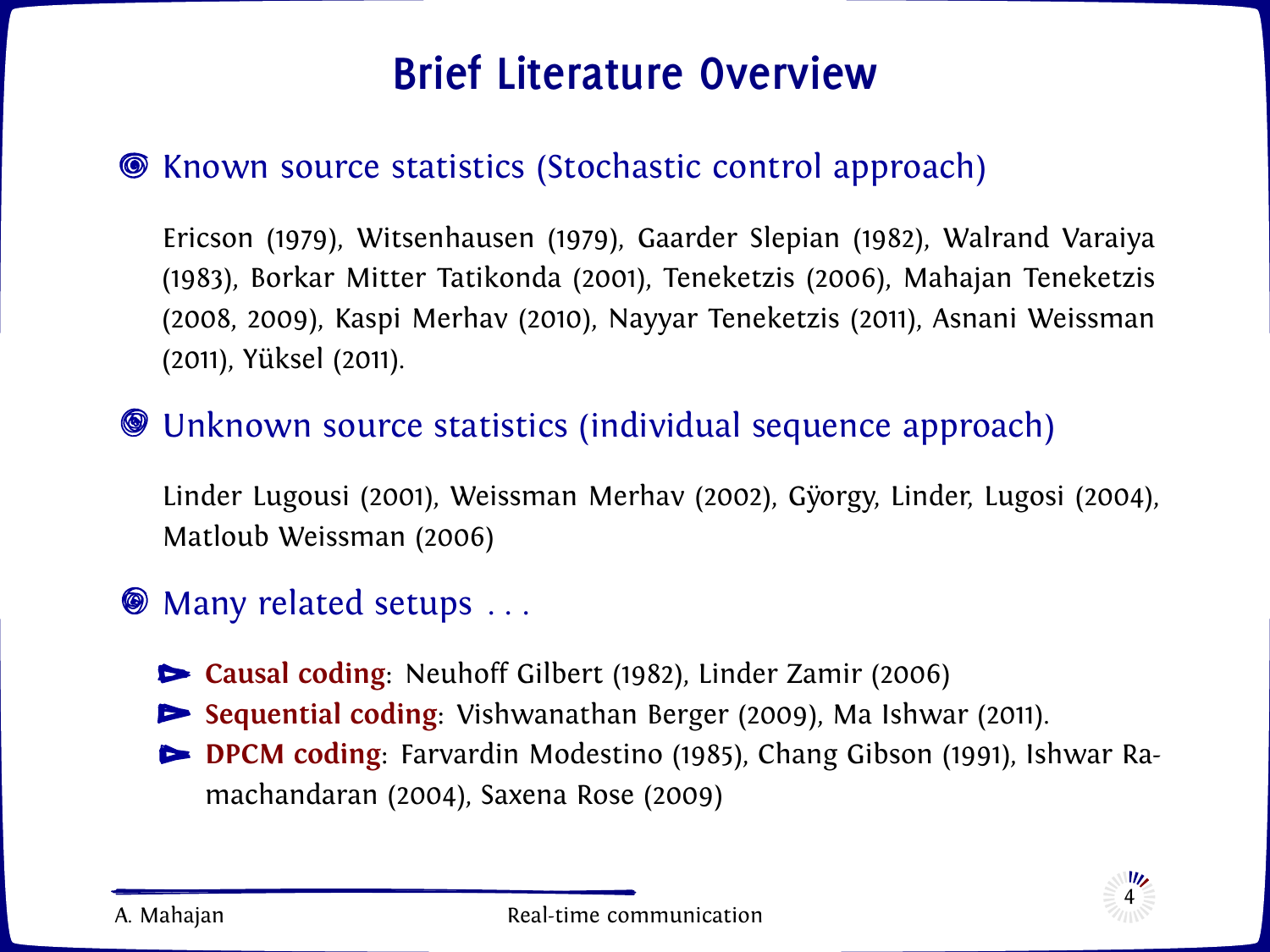# Brief Literature Overview

- Known source statistics (Stochastic control approach)

  Ericson (1979), Witsenhausen (1979), Gaarder Slepian (1982), Walrand Varaiya (1983), Borkar Mitter Tatikonda (2001), Teneketzis (2006), Mahajan Teneketzis (2008, 2009), Kaspi Merhav (2010), Nayyar Teneketzis (2011), Asnani Weissman (2011), Yüksel (2011).

- Unknown source statistics (individual sequence approach)

  Linder Lugousi (2001), Weissman Merhav (2002), Gÿorgy, Linder, Lugosi (2004), Matloub Weissman (2006)

- Many related setups . . .
  - **Causal coding**: Neuhoff Gilbert (1982), Linder Zamir (2006)
  - **Sequential coding**: Vishwanathan Berger (2009), Ma Ishwar (2011).
  - **DPCM coding**: Farvardin Modestino (1985), Chang Gibson (1991), Ishwar Ramachandaran (2004), Saxena Rose (2009)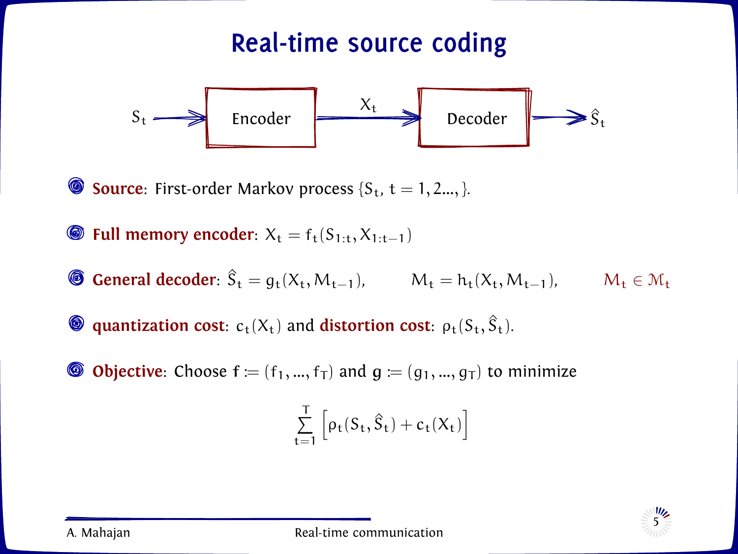# Real-time source coding

$S_t \rightarrow$ Encoder $\xrightarrow{X_t}$ Decoder $\rightarrow \hat{S}_t$

- **Source**: First-order Markov process $\{S_t, \; t = 1, 2..., \}$.
- **Full memory encoder**: $X_t = f_t(S_{1:t}, X_{1:t-1})$
- **General decoder**: $\hat{S}_t = g_t(X_t, M_{t-1}), \qquad M_t = h_t(X_t, M_{t-1}), \qquad M_t \in \mathcal{M}_t$
- **quantization cost**: $c_t(X_t)$ and **distortion cost**: $\rho_t(S_t, \hat{S}_t)$.
- **Objective**: Choose $\mathbf{f} := (f_1, ..., f_T)$ and $\mathbf{g} := (g_1, ..., g_T)$ to minimize

$$\sum_{t=1}^{T} \left[ \rho_t(S_t, \hat{S}_t) + c_t(X_t) \right]$$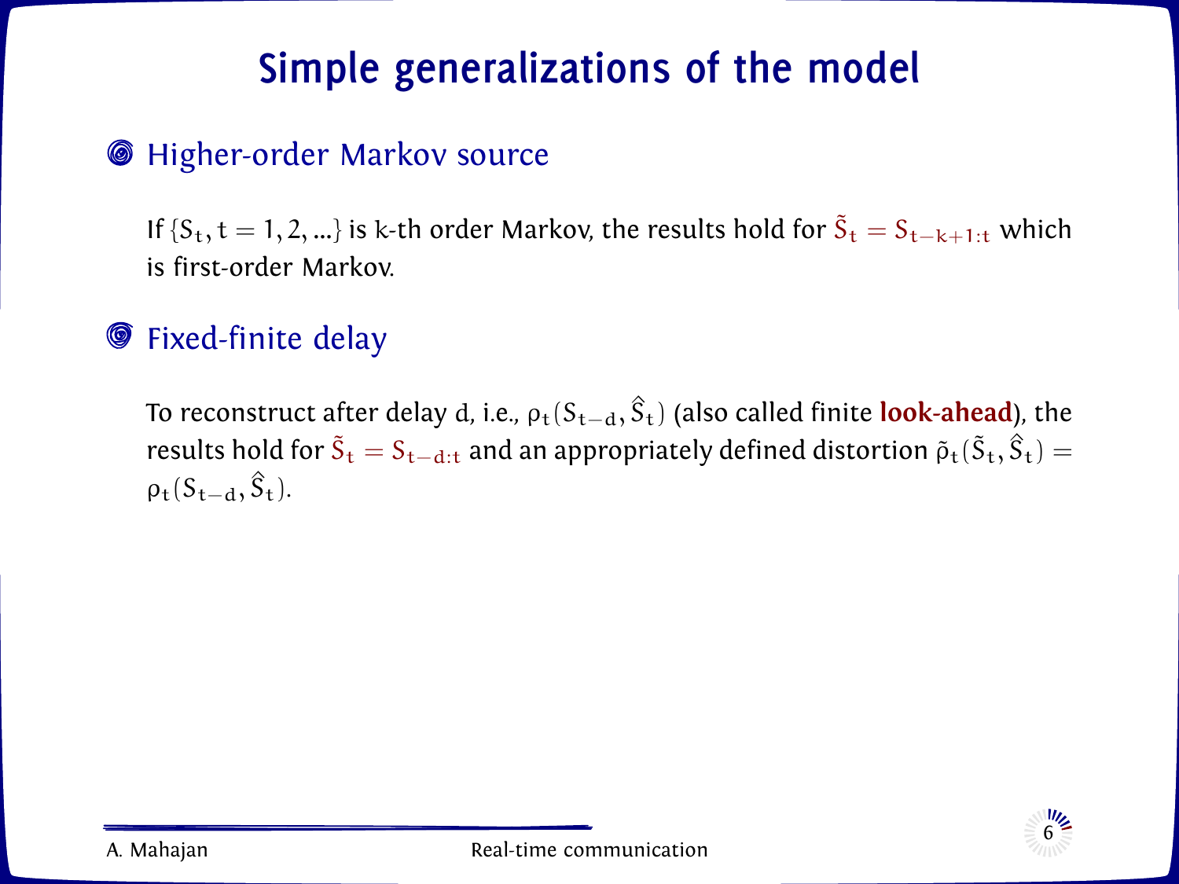# Simple generalizations of the model

## Higher-order Markov source

If $\{S_t, t = 1, 2, \ldots\}$ is $k$-th order Markov, the results hold for $\tilde{S}_t = S_{t-k+1:t}$ which is first-order Markov.

## Fixed-finite delay

To reconstruct after delay $d$, i.e., $\rho_t(S_{t-d}, \hat{S}_t)$ (also called finite **look-ahead**), the results hold for $\tilde{S}_t = S_{t-d:t}$ and an appropriately defined distortion $\tilde{\rho}_t(\tilde{S}_t, \hat{S}_t) = \rho_t(S_{t-d}, \hat{S}_t)$.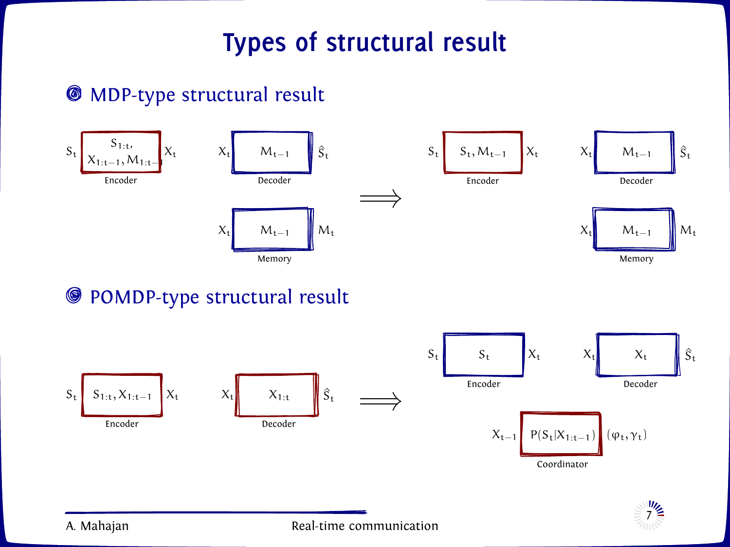# Types of structural result

## MDP-type structural result

$S_t$ [Encoder: $S_{1:t}, X_{1:t-1}, M_{1:t-1}$] $X_t$

$X_t$ [Decoder: $M_{t-1}$] $\hat{S}_t$

$X_t$ [Memory: $M_{t-1}$] $M_t$

$\Longrightarrow$

$S_t$ [Encoder: $S_t, M_{t-1}$] $X_t$

$X_t$ [Decoder: $M_{t-1}$] $\hat{S}_t$

$X_t$ [Memory: $M_{t-1}$] $M_t$

## POMDP-type structural result

$S_t$ [Encoder: $S_{1:t}, X_{1:t-1}$] $X_t$

$X_t$ [Decoder: $X_{1:t}$] $\hat{S}_t$

$\Longrightarrow$

$S_t$ [Encoder: $S_t$] $X_t$

$X_t$ [Decoder: $X_t$] $\hat{S}_t$

$X_{t-1}$ [Coordinator: $P(S_t | X_{1:t-1})$] $(\varphi_t, \gamma_t)$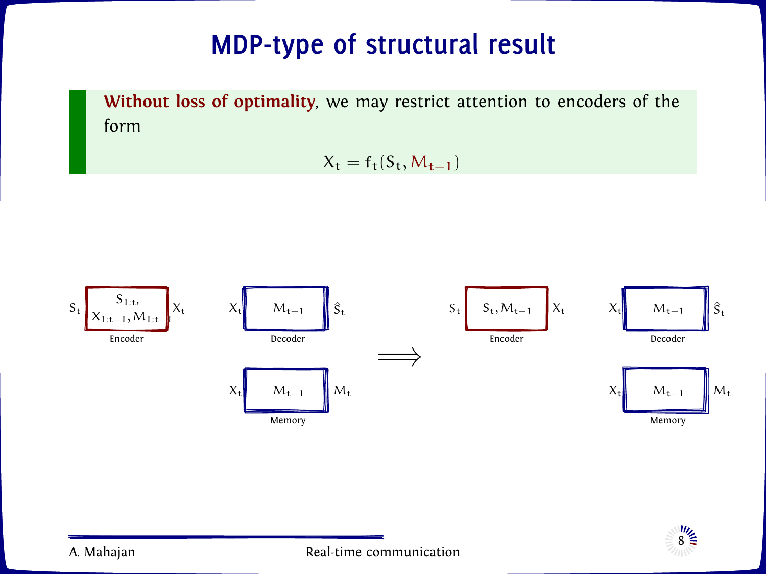# MDP-type of structural result

**Without loss of optimality**, we may restrict attention to encoders of the form

$$X_t = f_t(S_t, M_{t-1})$$

$S_t$ → Encoder [$S_{1:t}$, $X_{1:t-1}, M_{1:t-1}$] → $X_t$

$X_t$ → Decoder [$M_{t-1}$] → $\hat{S}_t$

$X_t$ → Memory [$M_{t-1}$] → $M_t$

$\Longrightarrow$

$S_t$ → Encoder [$S_t, M_{t-1}$] → $X_t$

$X_t$ → Decoder [$M_{t-1}$] → $\hat{S}_t$

$X_t$ → Memory [$M_{t-1}$] → $M_t$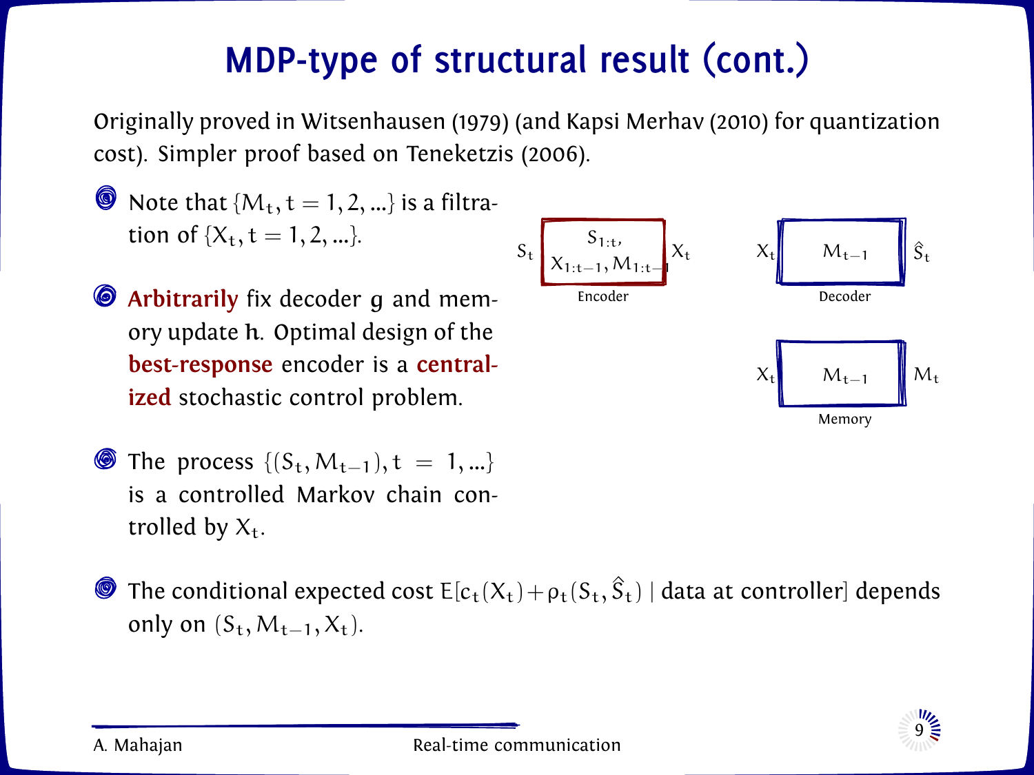# MDP-type of structural result (cont.)

Originally proved in Witsenhausen (1979) (and Kapsi Merhav (2010) for quantization cost). Simpler proof based on Teneketzis (2006).

- Note that $\{M_t, t = 1, 2, \ldots\}$ is a filtration of $\{X_t, t = 1, 2, \ldots\}$.

- **Arbitrarily** fix decoder $g$ and memory update $h$. Optimal design of the **best-response** encoder is a **centralized** stochastic control problem.

- The process $\{(S_t, M_{t-1}), t = 1, \ldots\}$ is a controlled Markov chain controlled by $X_t$.

Encoder: input $S_t$; state $S_{1:t}$, $X_{1:t-1}, M_{1:t-1}$; output $X_t$

Decoder: input $X_t$; state $M_{t-1}$; output $\hat{S}_t$

Memory: input $X_t$; state $M_{t-1}$; output $M_t$

- The conditional expected cost $E[c_t(X_t) + \rho_t(S_t, \hat{S}_t) \mid \text{data at controller}]$ depends only on $(S_t, M_{t-1}, X_t)$.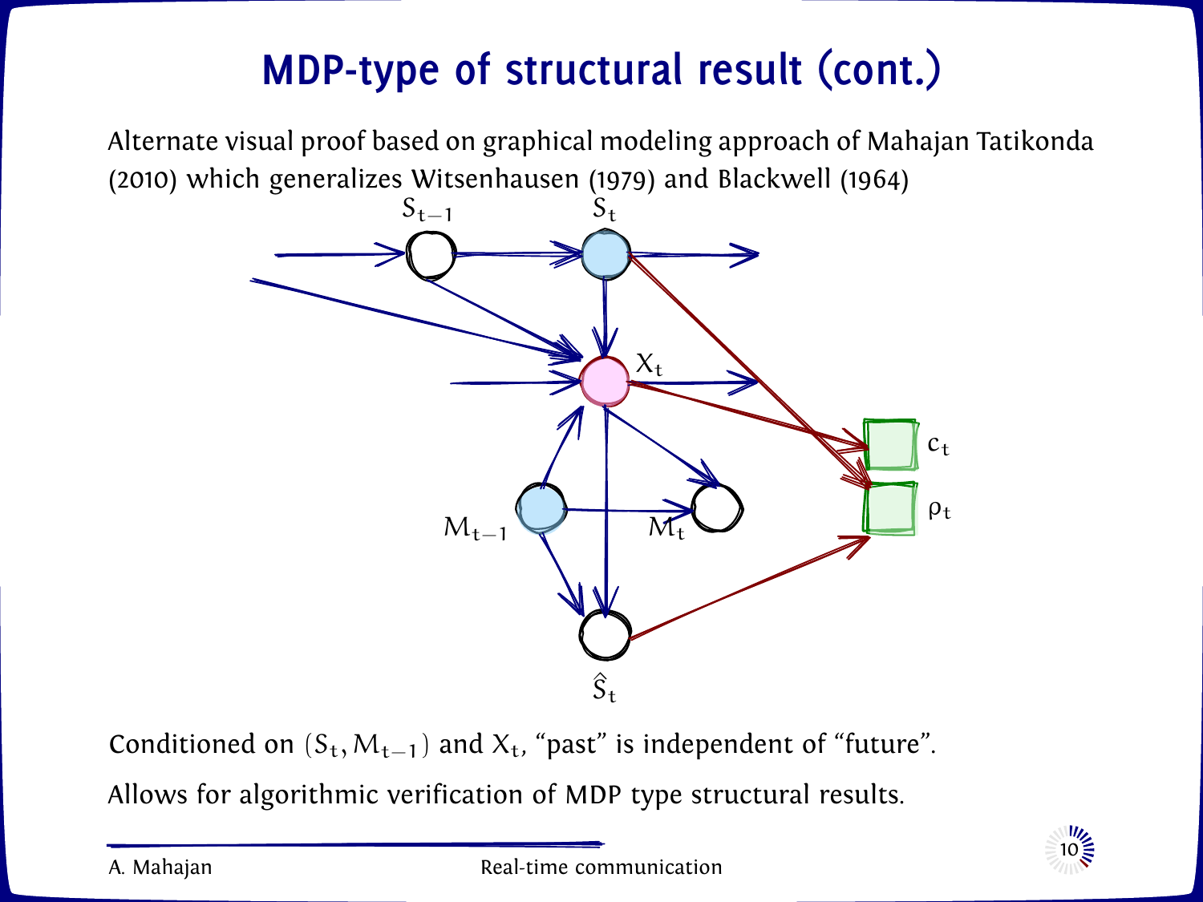# MDP-type of structural result (cont.)

Alternate visual proof based on graphical modeling approach of Mahajan Tatikonda (2010) which generalizes Witsenhausen (1979) and Blackwell (1964)

$S_{t-1}$ $S_t$ $X_t$ $c_t$ $\rho_t$ $M_{t-1}$ $M_t$ $\hat{S}_t$

Conditioned on $(S_t, M_{t-1})$ and $X_t$, “past” is independent of “future”.

Allows for algorithmic verification of MDP type structural results.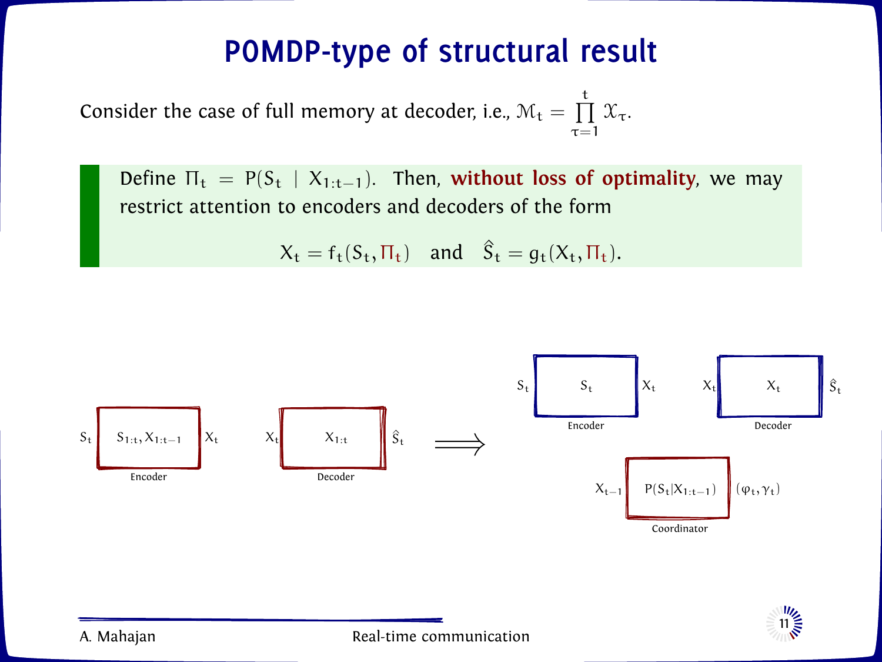# POMDP-type of structural result

Consider the case of full memory at decoder, i.e., $\mathcal{M}_t = \prod_{\tau=1}^{t} \mathcal{X}_\tau$.

> Define $\Pi_t = P(S_t \mid X_{1:t-1})$. Then, **without loss of optimality**, we may restrict attention to encoders and decoders of the form
>
> $$X_t = f_t(S_t, \Pi_t) \quad \text{and} \quad \hat{S}_t = g_t(X_t, \Pi_t).$$

$S_t$ | $S_{1:t}, X_{1:t-1}$ | $X_t$ — Encoder

$X_t$ | $X_{1:t}$ | $\hat{S}_t$ — Decoder

$\Longrightarrow$

$S_t$ | $S_t$ | $X_t$ — Encoder

$X_t$ | $X_t$ | $\hat{S}_t$ — Decoder

$X_{t-1}$ | $P(S_t | X_{1:t-1})$ | $(\varphi_t, \gamma_t)$ — Coordinator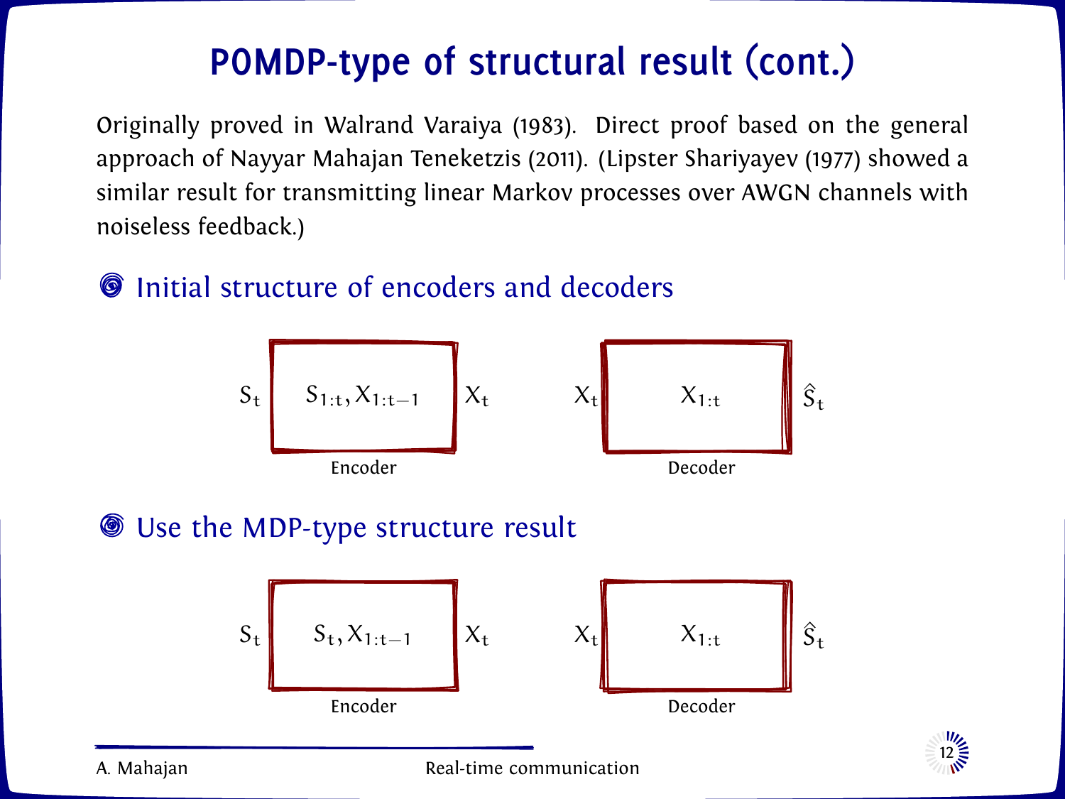# POMDP-type of structural result (cont.)

Originally proved in Walrand Varaiya (1983). Direct proof based on the general approach of Nayyar Mahajan Teneketzis (2011). (Lipster Shariyayev (1977) showed a similar result for transmitting linear Markov processes over AWGN channels with noiseless feedback.)

- Initial structure of encoders and decoders

$S_t$ → Encoder [$S_{1:t}, X_{1:t-1}$] → $X_t$ $X_t$ → Decoder [$X_{1:t}$] → $\hat{S}_t$

- Use the MDP-type structure result

$S_t$ → Encoder [$S_t, X_{1:t-1}$] → $X_t$ $X_t$ → Decoder [$X_{1:t}$] → $\hat{S}_t$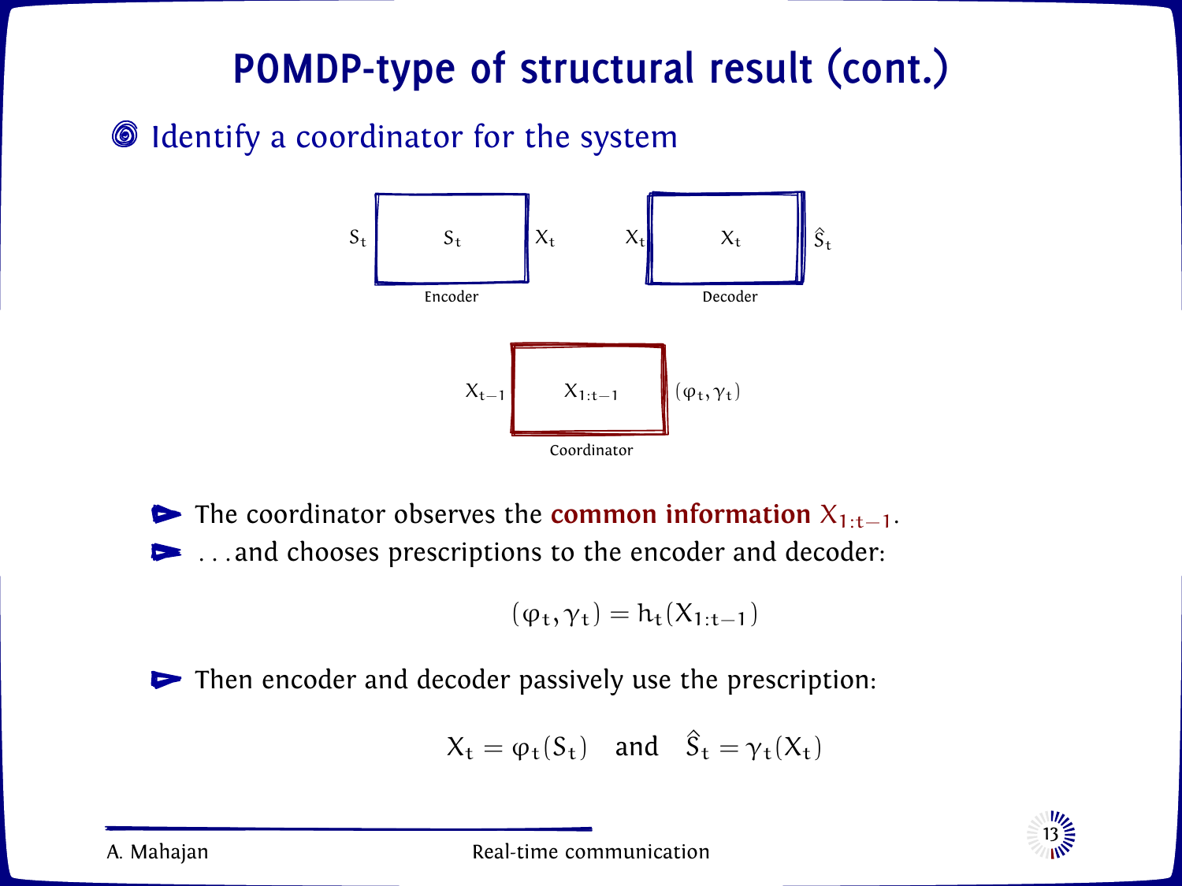# POMDP-type of structural result (cont.)

- Identify a coordinator for the system

$S_t$ → **Encoder** ($S_t$) → $X_t$

$X_t$ → **Decoder** ($X_t$) → $\hat{S}_t$

$X_{t-1}$ → **Coordinator** ($X_{1:t-1}$) → $(\varphi_t, \gamma_t)$

- The coordinator observes the **common information** $X_{1:t-1}$.
- . . . and chooses prescriptions to the encoder and decoder:

$$(\varphi_t, \gamma_t) = h_t(X_{1:t-1})$$

- Then encoder and decoder passively use the prescription:

$$X_t = \varphi_t(S_t) \quad \text{and} \quad \hat{S}_t = \gamma_t(X_t)$$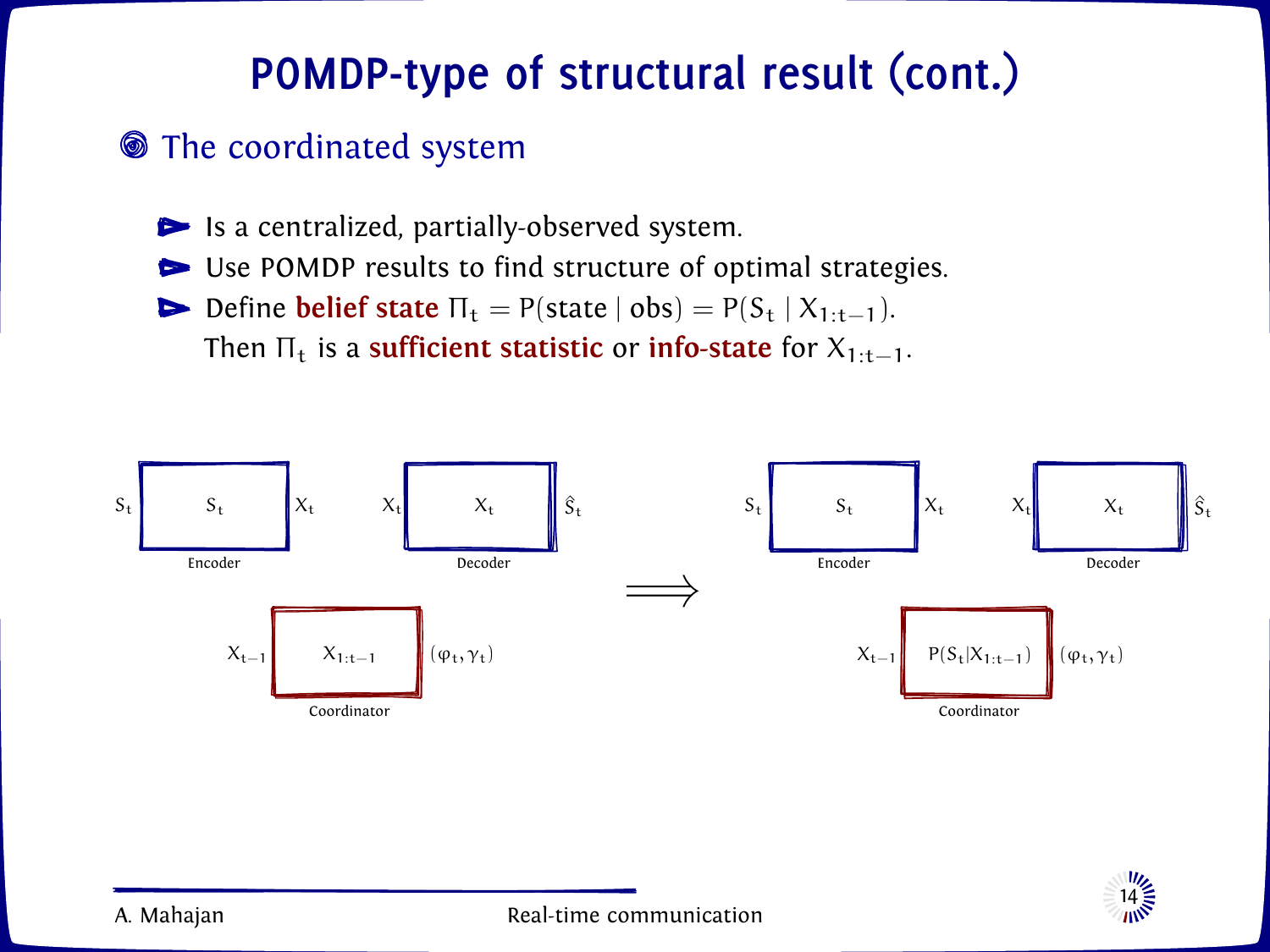# POMDP-type of structural result (cont.)

## The coordinated system

- Is a centralized, partially-observed system.
- Use POMDP results to find structure of optimal strategies.
- Define **belief state** $\Pi_t = P(\text{state} \mid \text{obs}) = P(S_t \mid X_{1:t-1})$.
  Then $\Pi_t$ is a **sufficient statistic** or **info-state** for $X_{1:t-1}$.

$S_t$ → [Encoder: $S_t$] → $X_t$  $X_t$ → [Decoder: $X_t$] → $\hat{S}_t$

$X_{t-1}$ → [Coordinator: $X_{1:t-1}$] → $(\varphi_t, \gamma_t)$

$\Longrightarrow$

$S_t$ → [Encoder: $S_t$] → $X_t$  $X_t$ → [Decoder: $X_t$] → $\hat{S}_t$

$X_{t-1}$ → [Coordinator: $P(S_t|X_{1:t-1})$] → $(\varphi_t, \gamma_t)$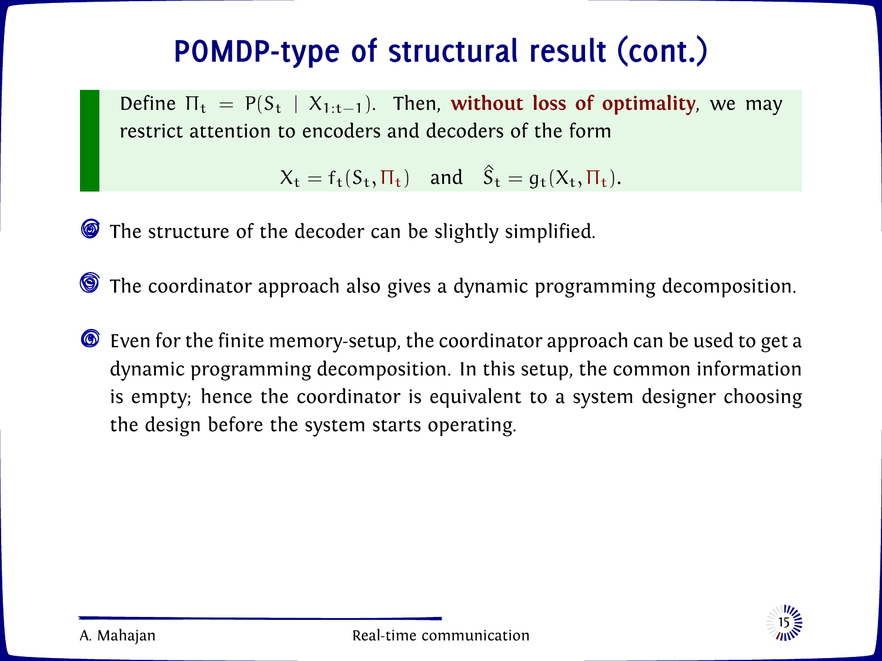# POMDP-type of structural result (cont.)

Define $\Pi_t = P(S_t \mid X_{1:t-1})$. Then, **without loss of optimality**, we may restrict attention to encoders and decoders of the form

$$X_t = f_t(S_t, \Pi_t) \quad \text{and} \quad \hat{S}_t = g_t(X_t, \Pi_t).$$

- The structure of the decoder can be slightly simplified.
- The coordinator approach also gives a dynamic programming decomposition.
- Even for the finite memory-setup, the coordinator approach can be used to get a dynamic programming decomposition. In this setup, the common information is empty; hence the coordinator is equivalent to a system designer choosing the design before the system starts operating.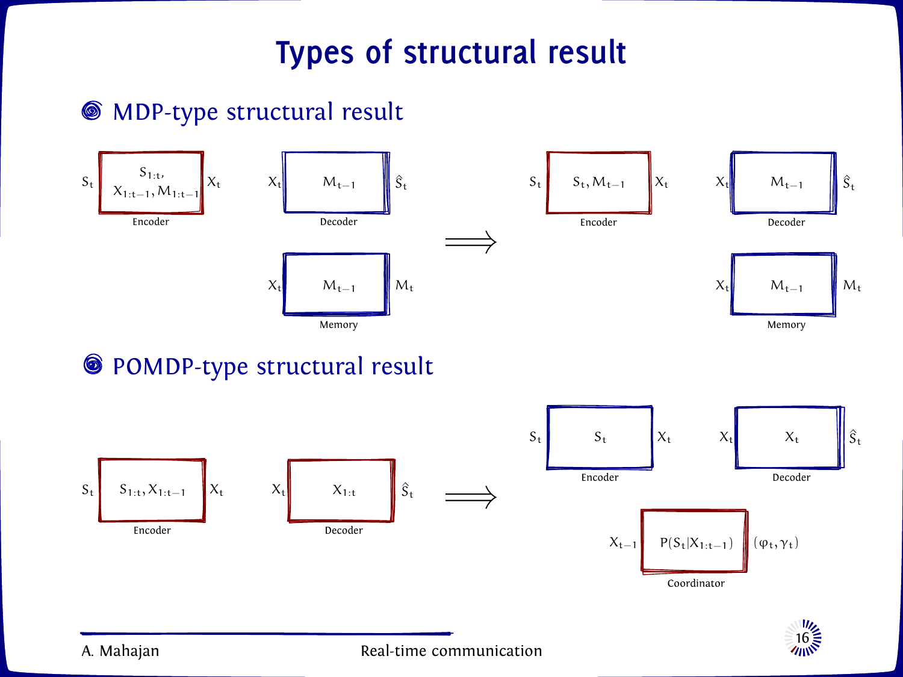# Types of structural result

## MDP-type structural result

$S_t$ → Encoder [$S_{1:t}$, $X_{1:t-1}, M_{1:t-1}$] → $X_t$

$X_t$ → Decoder [$M_{t-1}$] → $\hat{S}_t$

$X_t$ → Memory [$M_{t-1}$] → $M_t$

$\Longrightarrow$

$S_t$ → Encoder [$S_t, M_{t-1}$] → $X_t$

$X_t$ → Decoder [$M_{t-1}$] → $\hat{S}_t$

$X_t$ → Memory [$M_{t-1}$] → $M_t$

## POMDP-type structural result

$S_t$ → Encoder [$S_{1:t}, X_{1:t-1}$] → $X_t$

$X_t$ → Decoder [$X_{1:t}$] → $\hat{S}_t$

$\Longrightarrow$

$S_t$ → Encoder [$S_t$] → $X_t$

$X_t$ → Decoder [$X_t$] → $\hat{S}_t$

$X_{t-1}$ → Coordinator [$P(S_t|X_{1:t-1})$] → $(\varphi_t, \gamma_t)$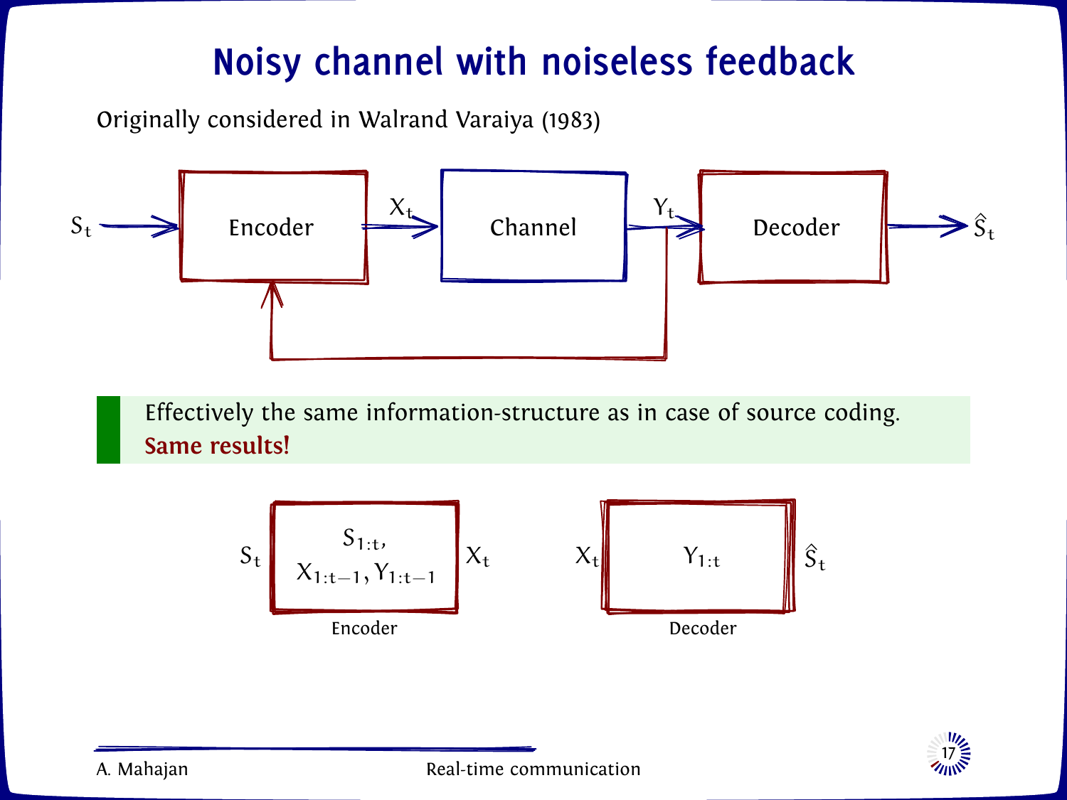# Noisy channel with noiseless feedback

Originally considered in Walrand Varaiya (1983)

$S_t$ → Encoder → $X_t$ → Channel → $Y_t$ → Decoder → $\hat{S}_t$

(Feedback of $Y_t$ from channel output to Encoder)

Effectively the same information-structure as in case of source coding.
**Same results!**

$S_t$ → [ $S_{1:t}$, $X_{1:t-1}, Y_{1:t-1}$ ] → $X_t$

Encoder

$X_t$ → [ $Y_{1:t}$ ] → $\hat{S}_t$

Decoder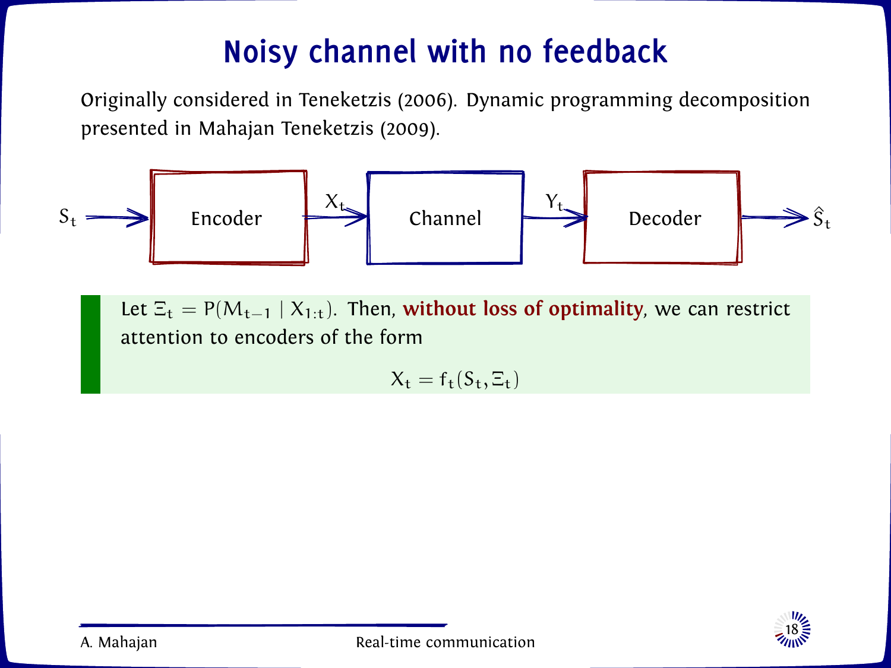# Noisy channel with no feedback

Originally considered in Teneketzis (2006). Dynamic programming decomposition presented in Mahajan Teneketzis (2009).

$S_t$ → Encoder → $X_t$ → Channel → $Y_t$ → Decoder → $\hat{S}_t$

Let $\Xi_t = P(M_{t-1} \mid X_{1:t})$. Then, **without loss of optimality**, we can restrict attention to encoders of the form

$$X_t = f_t(S_t, \Xi_t)$$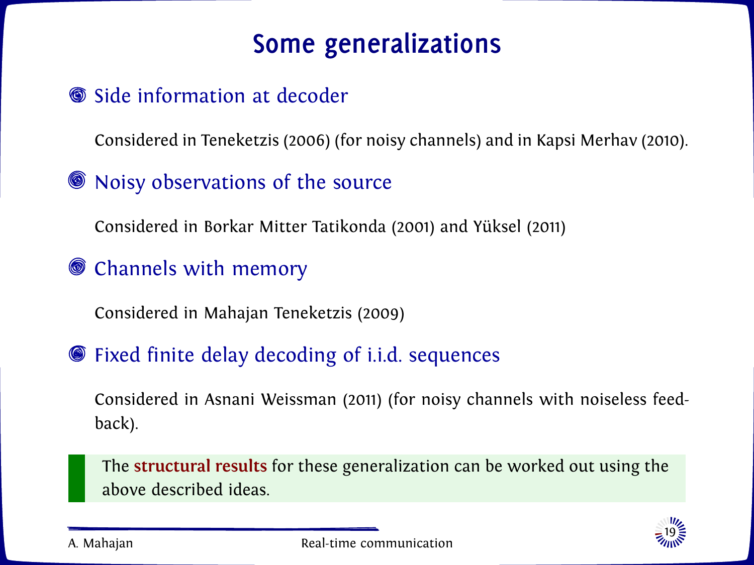# Some generalizations

- **Side information at decoder**

  Considered in Teneketzis (2006) (for noisy channels) and in Kapsi Merhav (2010).

- **Noisy observations of the source**

  Considered in Borkar Mitter Tatikonda (2001) and Yüksel (2011)

- **Channels with memory**

  Considered in Mahajan Teneketzis (2009)

- **Fixed finite delay decoding of i.i.d. sequences**

  Considered in Asnani Weissman (2011) (for noisy channels with noiseless feedback).

> The **structural results** for these generalization can be worked out using the above described ideas.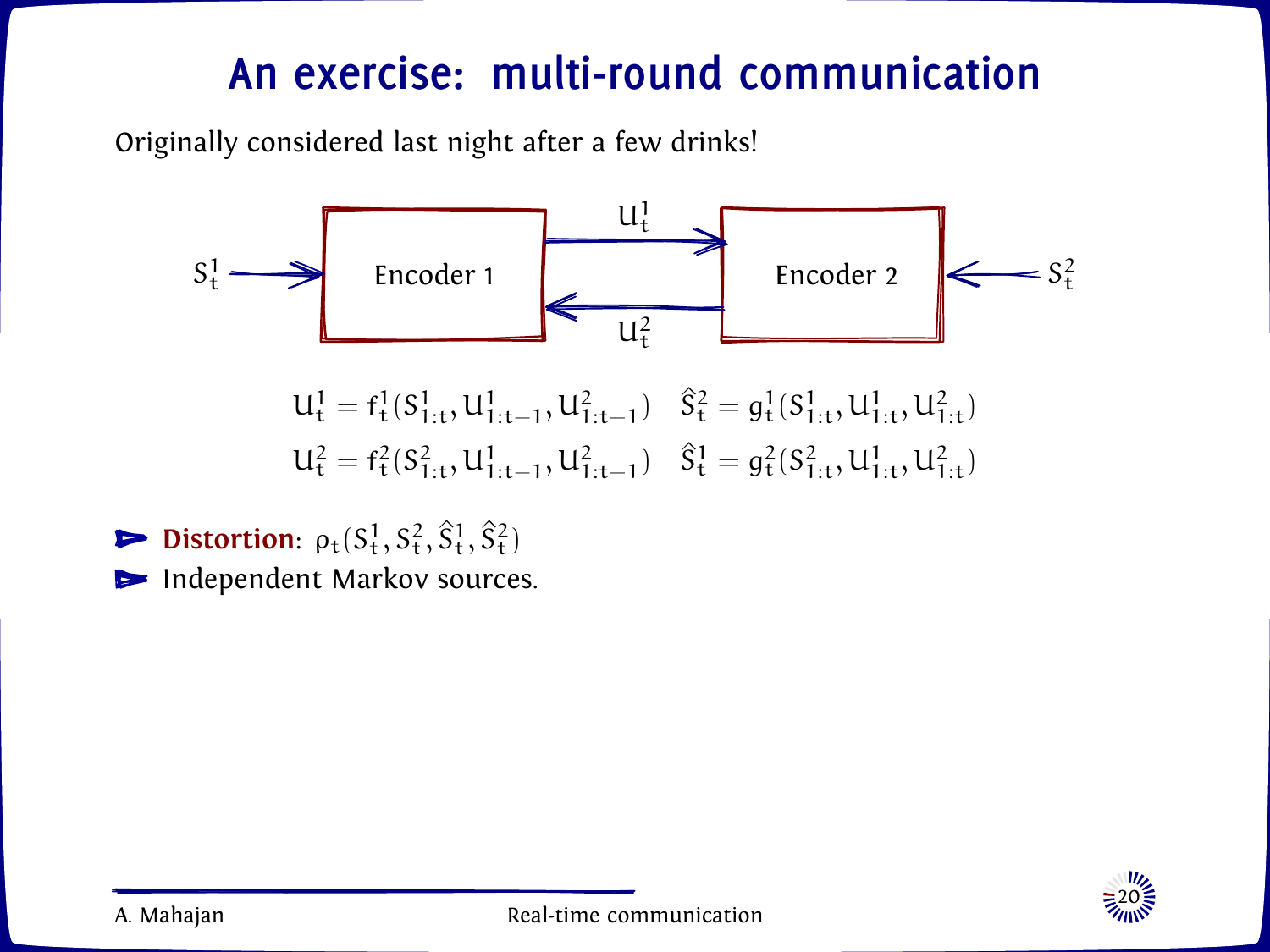# An exercise: multi-round communication

Originally considered last night after a few drinks!

$S_t^1$ → Encoder 1 → $U_t^1$ → Encoder 2 ← $S_t^2$

Encoder 2 → $U_t^2$ → Encoder 1

$$U_t^1 = f_t^1(S_{1:t}^1, U_{1:t-1}^1, U_{1:t-1}^2) \quad \hat{S}_t^2 = g_t^1(S_{1:t}^1, U_{1:t}^1, U_{1:t}^2)$$

$$U_t^2 = f_t^2(S_{1:t}^2, U_{1:t-1}^1, U_{1:t-1}^2) \quad \hat{S}_t^1 = g_t^2(S_{1:t}^2, U_{1:t}^1, U_{1:t}^2)$$

- **Distortion**: $\rho_t(S_t^1, S_t^2, \hat{S}_t^1, \hat{S}_t^2)$
- Independent Markov sources.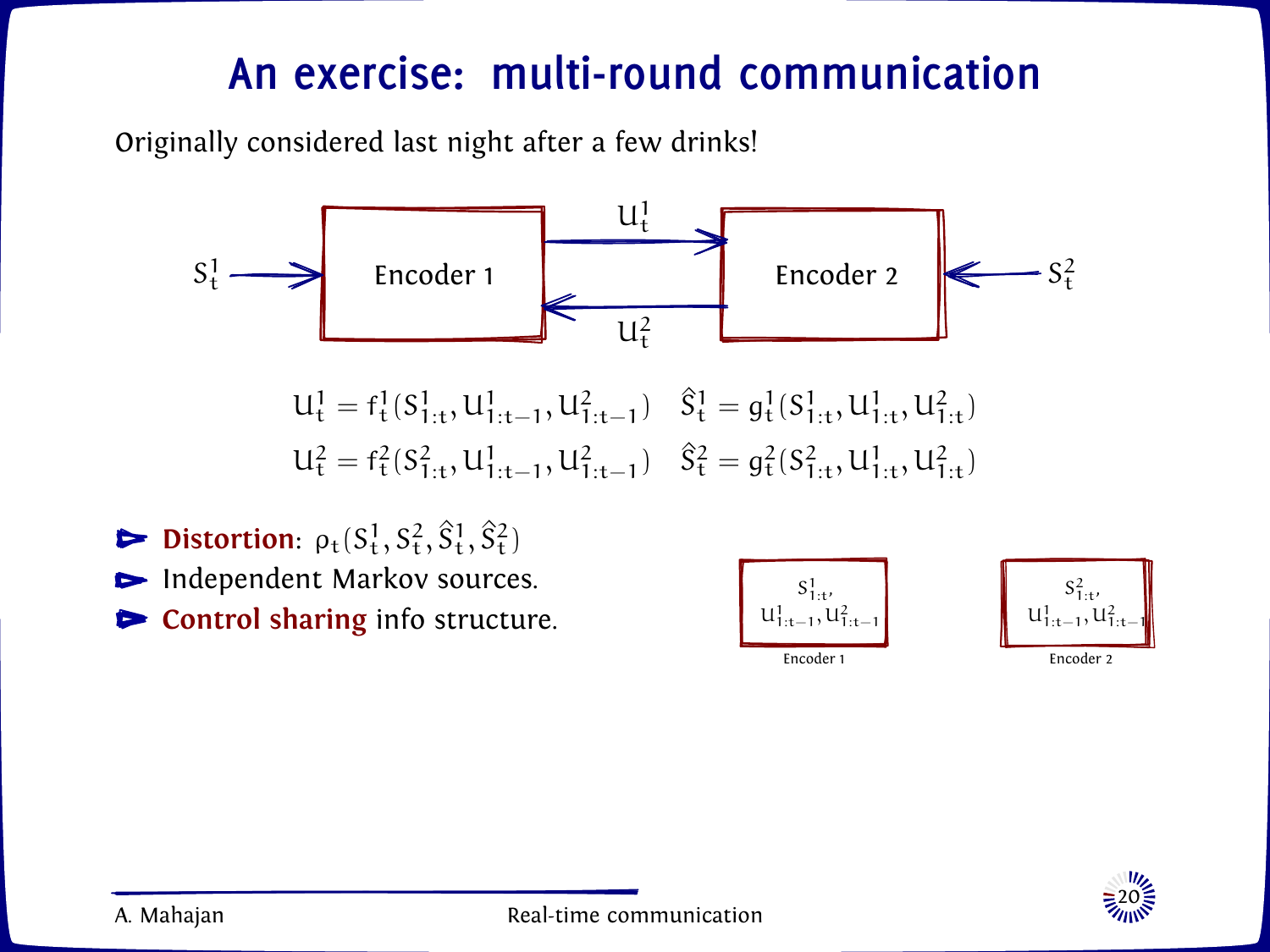# An exercise: multi-round communication

Originally considered last night after a few drinks!

$S_t^1$ → Encoder 1 → $U_t^1$ → Encoder 2 ← $S_t^2$

Encoder 2 → $U_t^2$ → Encoder 1

$$U_t^1 = f_t^1(S_{1:t}^1, U_{1:t-1}^1, U_{1:t-1}^2) \quad \hat{S}_t^1 = g_t^1(S_{1:t}^1, U_{1:t}^1, U_{1:t}^2)$$

$$U_t^2 = f_t^2(S_{1:t}^2, U_{1:t-1}^1, U_{1:t-1}^2) \quad \hat{S}_t^2 = g_t^2(S_{1:t}^2, U_{1:t}^1, U_{1:t}^2)$$

- **Distortion**: $\rho_t(S_t^1, S_t^2, \hat{S}_t^1, \hat{S}_t^2)$
- Independent Markov sources.
- **Control sharing** info structure.

$S_{1:t}^1$, $U_{1:t-1}^1, U_{1:t-1}^2$

Encoder 1

$S_{1:t}^2$, $U_{1:t-1}^1, U_{1:t-1}^2$

Encoder 2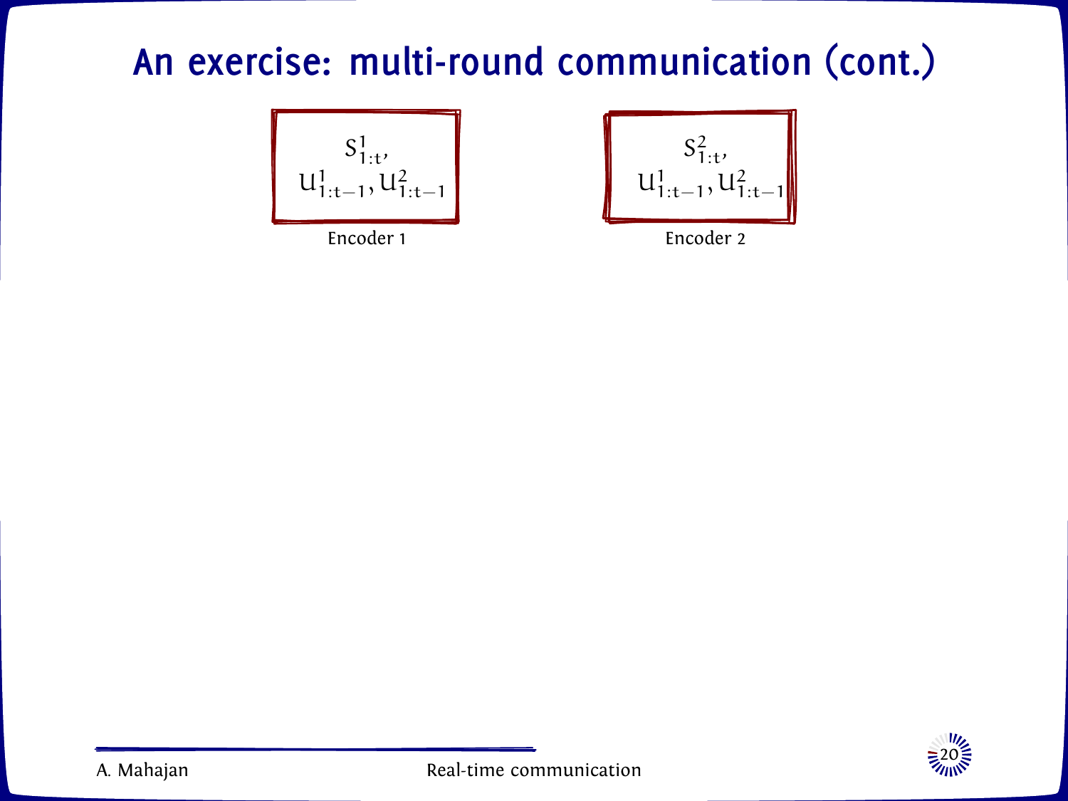# An exercise: multi-round communication (cont.)

$S^1_{1:t}$,
$U^1_{1:t-1}, U^2_{1:t-1}$

Encoder 1

$S^2_{1:t}$,
$U^1_{1:t-1}, U^2_{1:t-1}$

Encoder 2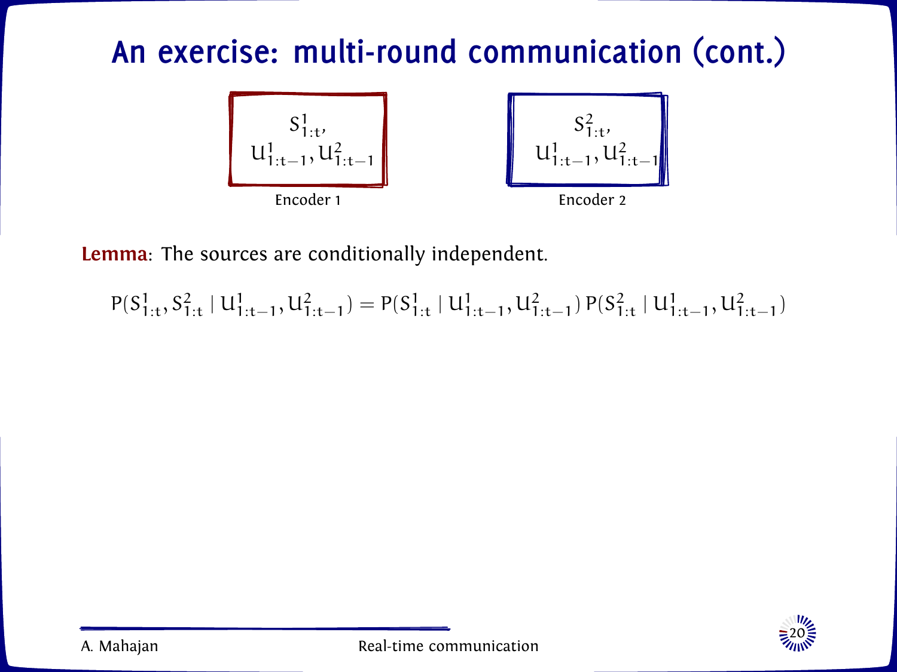# An exercise: multi-round communication (cont.)

**Encoder 1**

$S^1_{1:t}$,
$U^1_{1:t-1}, U^2_{1:t-1}$

**Encoder 2**

$S^2_{1:t}$,
$U^1_{1:t-1}, U^2_{1:t-1}$

**Lemma**: The sources are conditionally independent.

$$P(S^1_{1:t}, S^2_{1:t} \mid U^1_{1:t-1}, U^2_{1:t-1}) = P(S^1_{1:t} \mid U^1_{1:t-1}, U^2_{1:t-1})\, P(S^2_{1:t} \mid U^1_{1:t-1}, U^2_{1:t-1})$$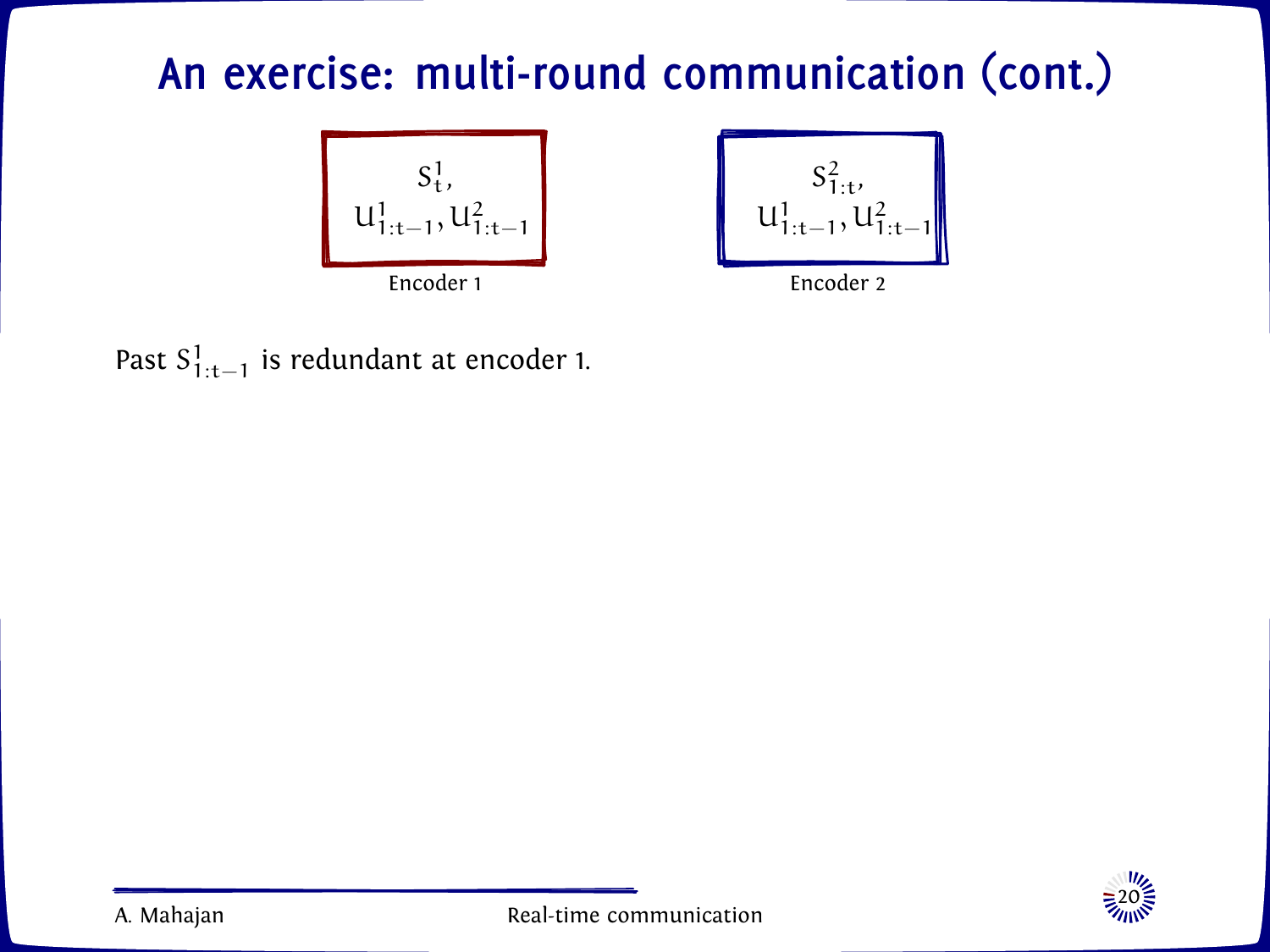# An exercise: multi-round communication (cont.)

**Encoder 1**

$S^1_t$,
$U^1_{1:t-1}, U^2_{1:t-1}$

**Encoder 2**

$S^2_{1:t}$,
$U^1_{1:t-1}, U^2_{1:t-1}$

Past $S^1_{1:t-1}$ is redundant at encoder 1.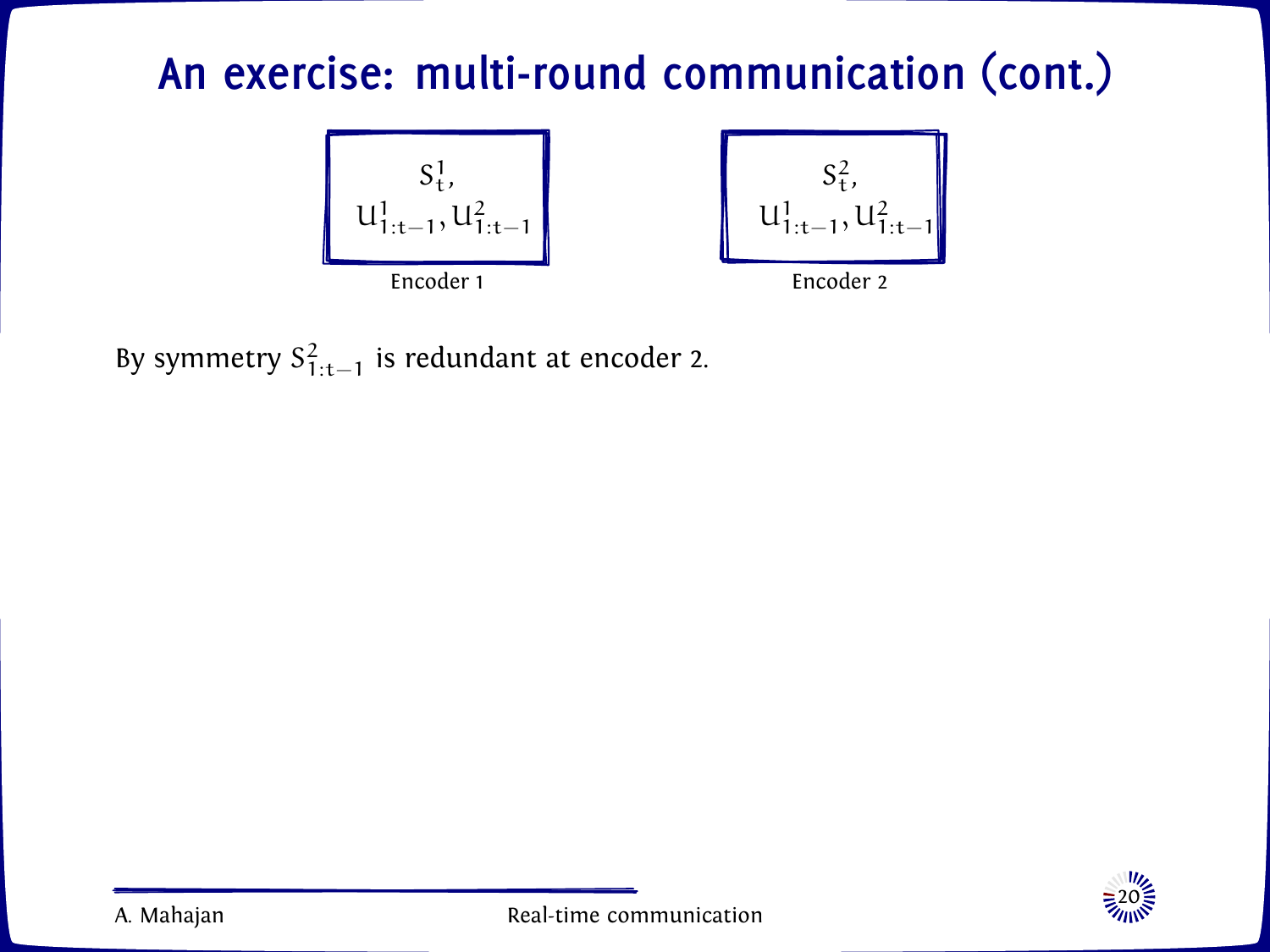# An exercise: multi-round communication (cont.)

| $S^1_t$, $U^1_{1:t-1}, U^2_{1:t-1}$ | $S^2_t$, $U^1_{1:t-1}, U^2_{1:t-1}$ |
| --- | --- |
| Encoder 1 | Encoder 2 |

By symmetry $S^2_{1:t-1}$ is redundant at encoder 2.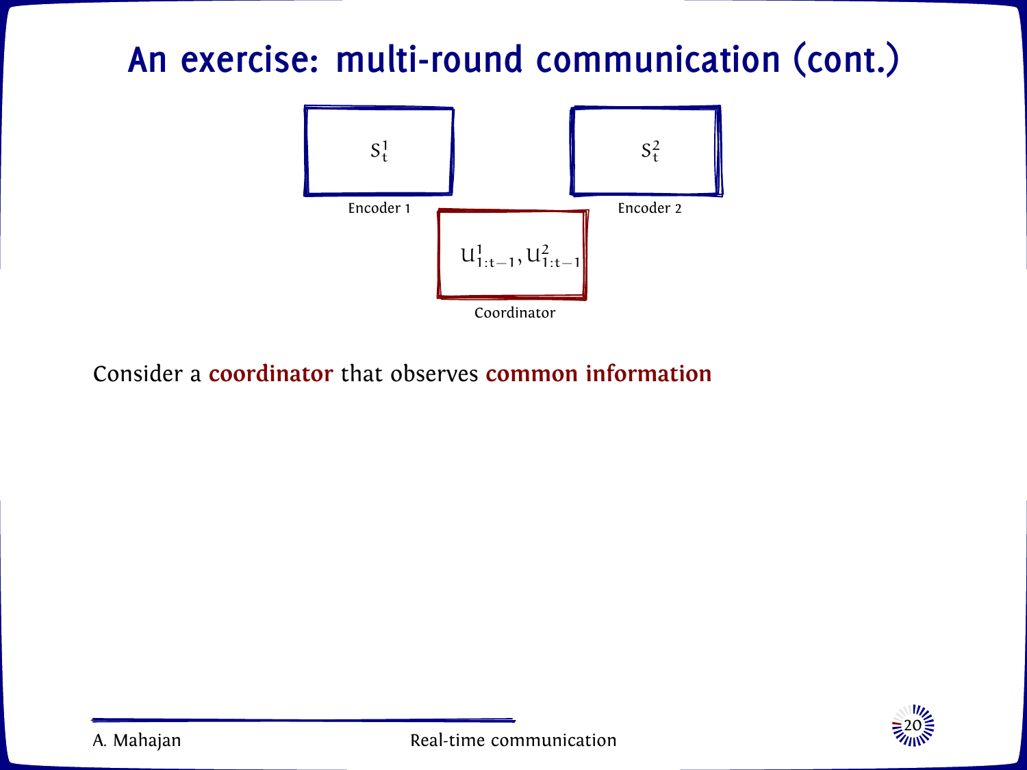# An exercise: multi-round communication (cont.)

$S_t^1$

Encoder 1

$S_t^2$

Encoder 2

$U_{1:t-1}^1, U_{1:t-1}^2$

Coordinator

Consider a **coordinator** that observes **common information**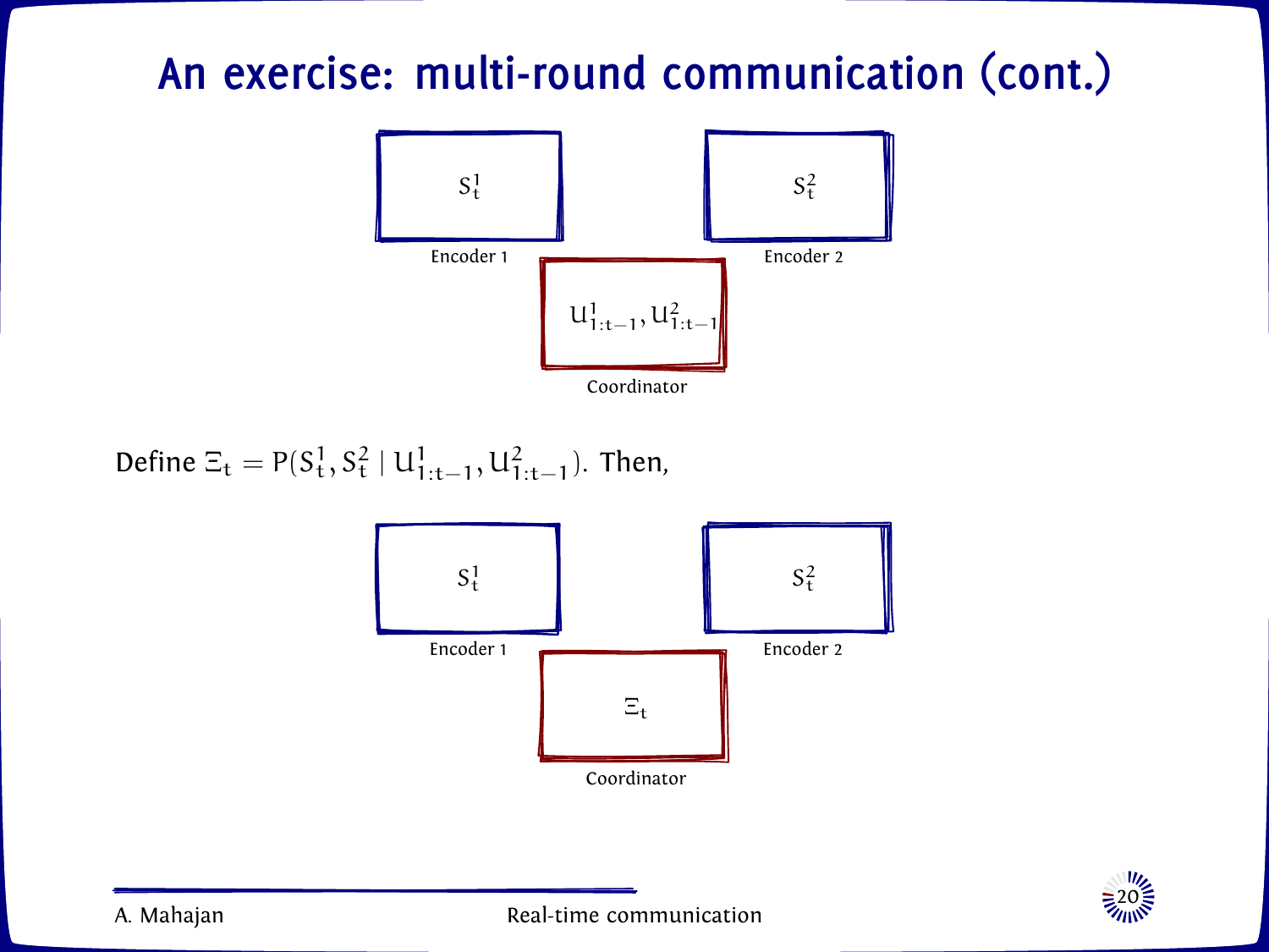# An exercise: multi-round communication (cont.)

$S_t^1$

Encoder 1

$S_t^2$

Encoder 2

$U_{1:t-1}^1, U_{1:t-1}^2$

Coordinator

Define $\Xi_t = P(S_t^1, S_t^2 \mid U_{1:t-1}^1, U_{1:t-1}^2)$. Then,

$S_t^1$

Encoder 1

$S_t^2$

Encoder 2

$\Xi_t$

Coordinator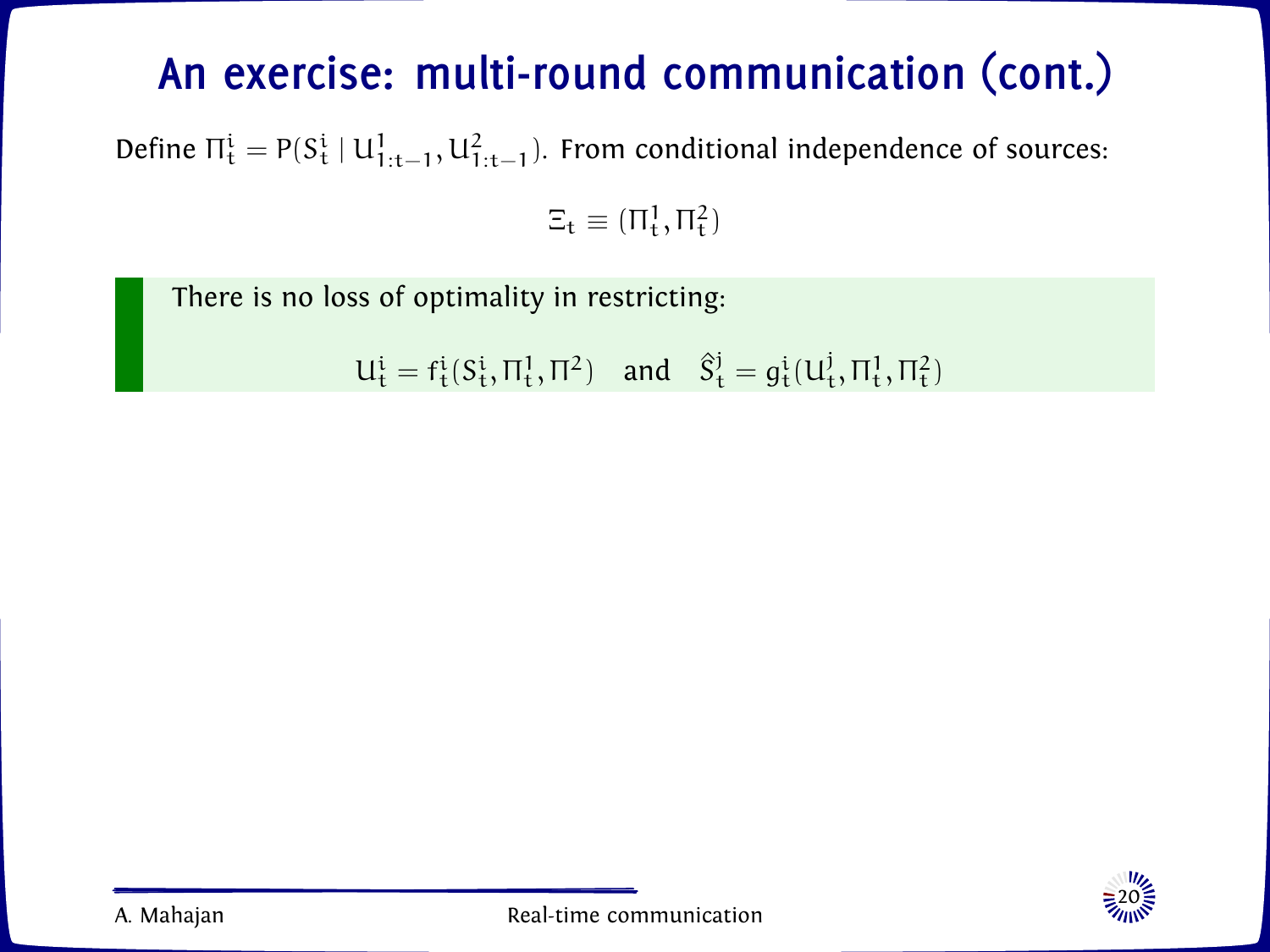# An exercise: multi-round communication (cont.)

Define $\Pi_t^i = P(S_t^i \mid U_{1:t-1}^1, U_{1:t-1}^2)$. From conditional independence of sources:

$$\Xi_t \equiv (\Pi_t^1, \Pi_t^2)$$

> There is no loss of optimality in restricting:
>
> $$U_t^i = f_t^i(S_t^i, \Pi_t^1, \Pi^2) \quad \text{and} \quad \hat{S}_t^j = g_t^i(U_t^j, \Pi_t^1, \Pi_t^2)$$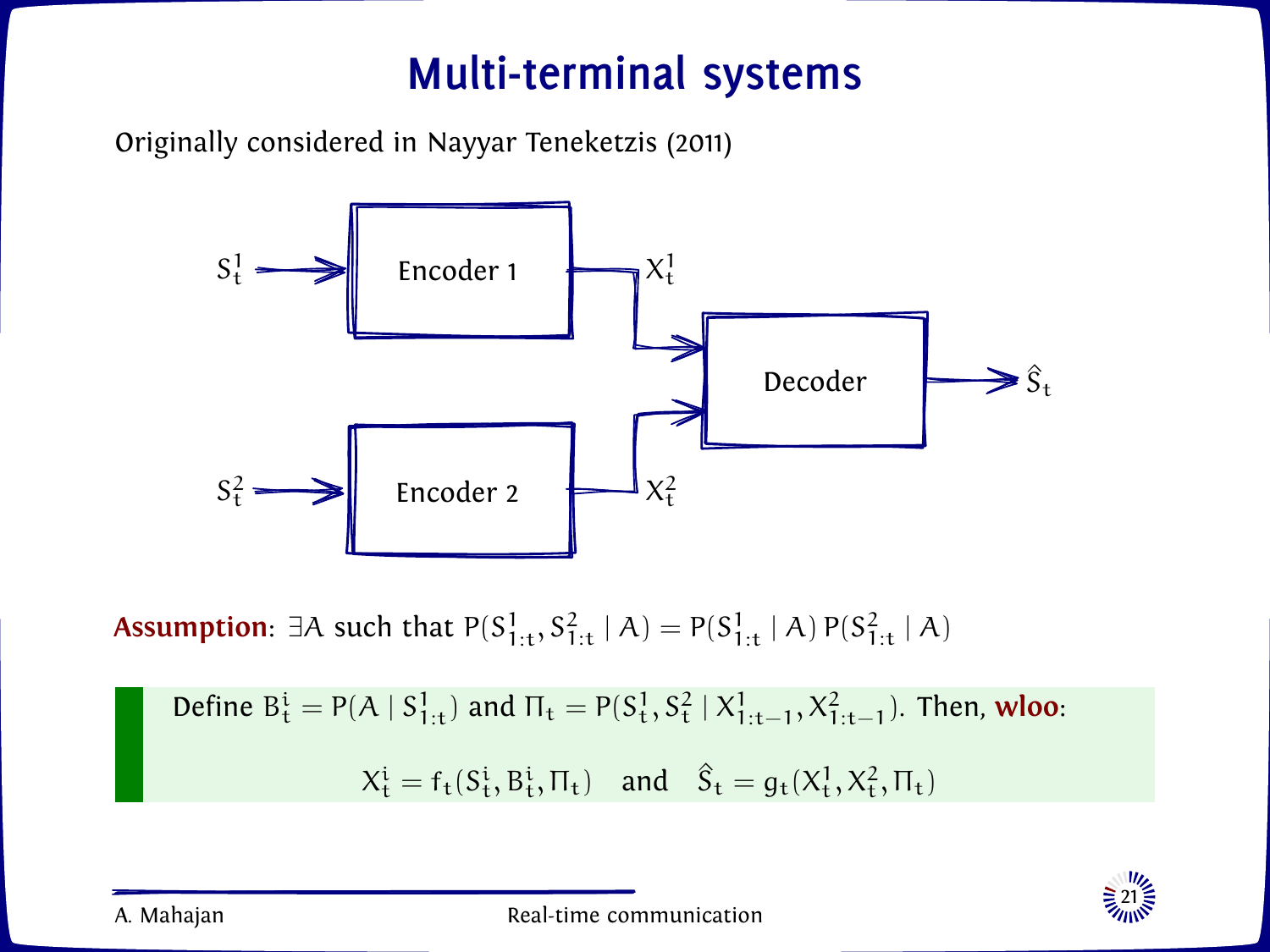# Multi-terminal systems

Originally considered in Nayyar Teneketzis (2011)

$S_t^1$ → Encoder 1 → $X_t^1$ → Decoder → $\hat{S}_t$

$S_t^2$ → Encoder 2 → $X_t^2$ → Decoder

**Assumption**: $\exists A$ such that $P(S_{1:t}^1, S_{1:t}^2 \mid A) = P(S_{1:t}^1 \mid A)\, P(S_{1:t}^2 \mid A)$

Define $B_t^i = P(A \mid S_{1:t}^1)$ and $\Pi_t = P(S_t^1, S_t^2 \mid X_{1:t-1}^1, X_{1:t-1}^2)$. Then, **wloo**:

$$X_t^i = f_t(S_t^i, B_t^i, \Pi_t) \quad \text{and} \quad \hat{S}_t = g_t(X_t^1, X_t^2, \Pi_t)$$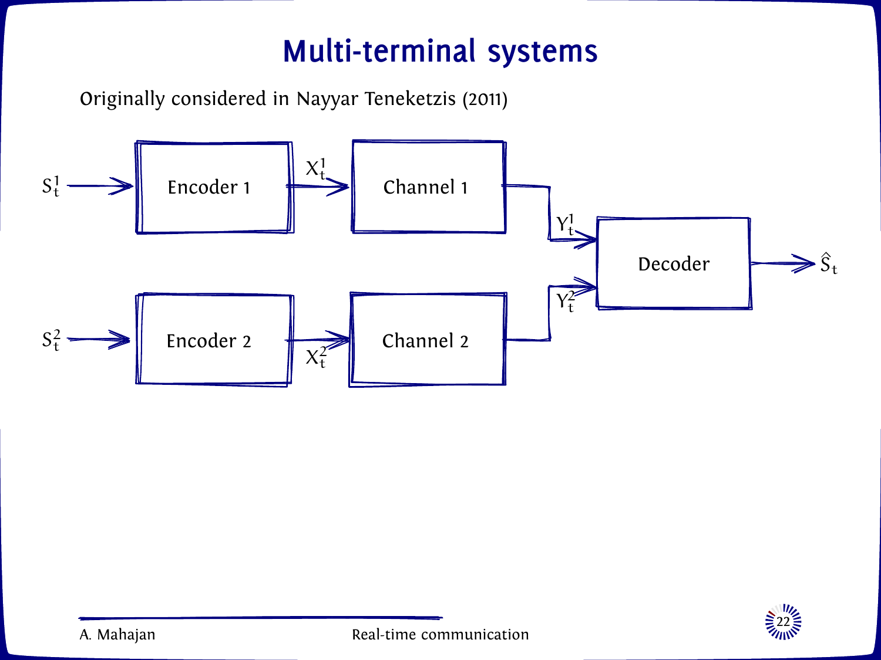# Multi-terminal systems

Originally considered in Nayyar Teneketzis (2011)

$S_t^1$ → Encoder 1 → $X_t^1$ → Channel 1 → $Y_t^1$ → Decoder → $\hat{S}_t$

$S_t^2$ → Encoder 2 → $X_t^2$ → Channel 2 → $Y_t^2$ → Decoder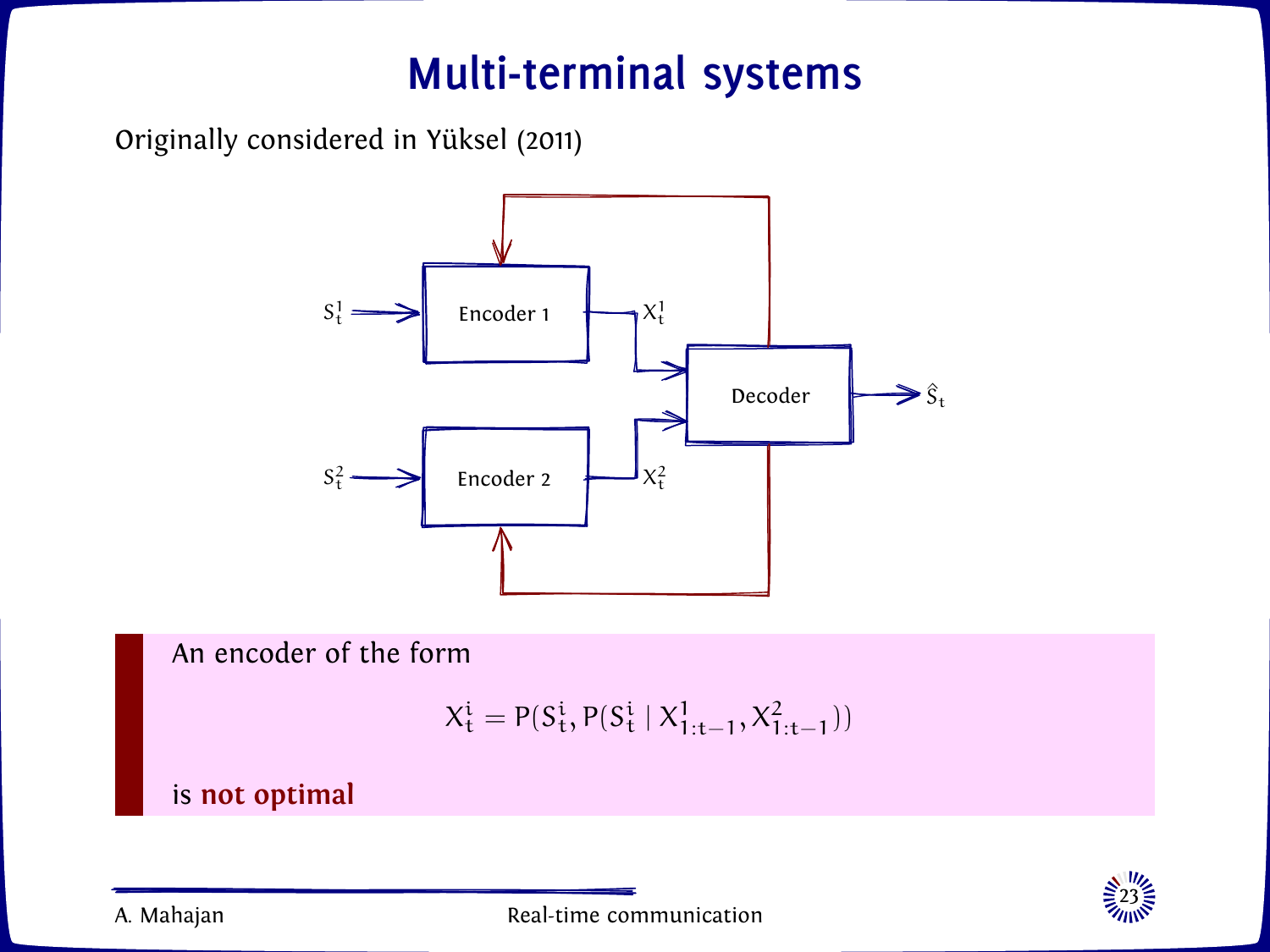# Multi-terminal systems

Originally considered in Yüksel (2011)

An encoder of the form

$$X_t^i = P(S_t^i, P(S_t^i \mid X_{1:t-1}^1, X_{1:t-1}^2))$$

is **not optimal**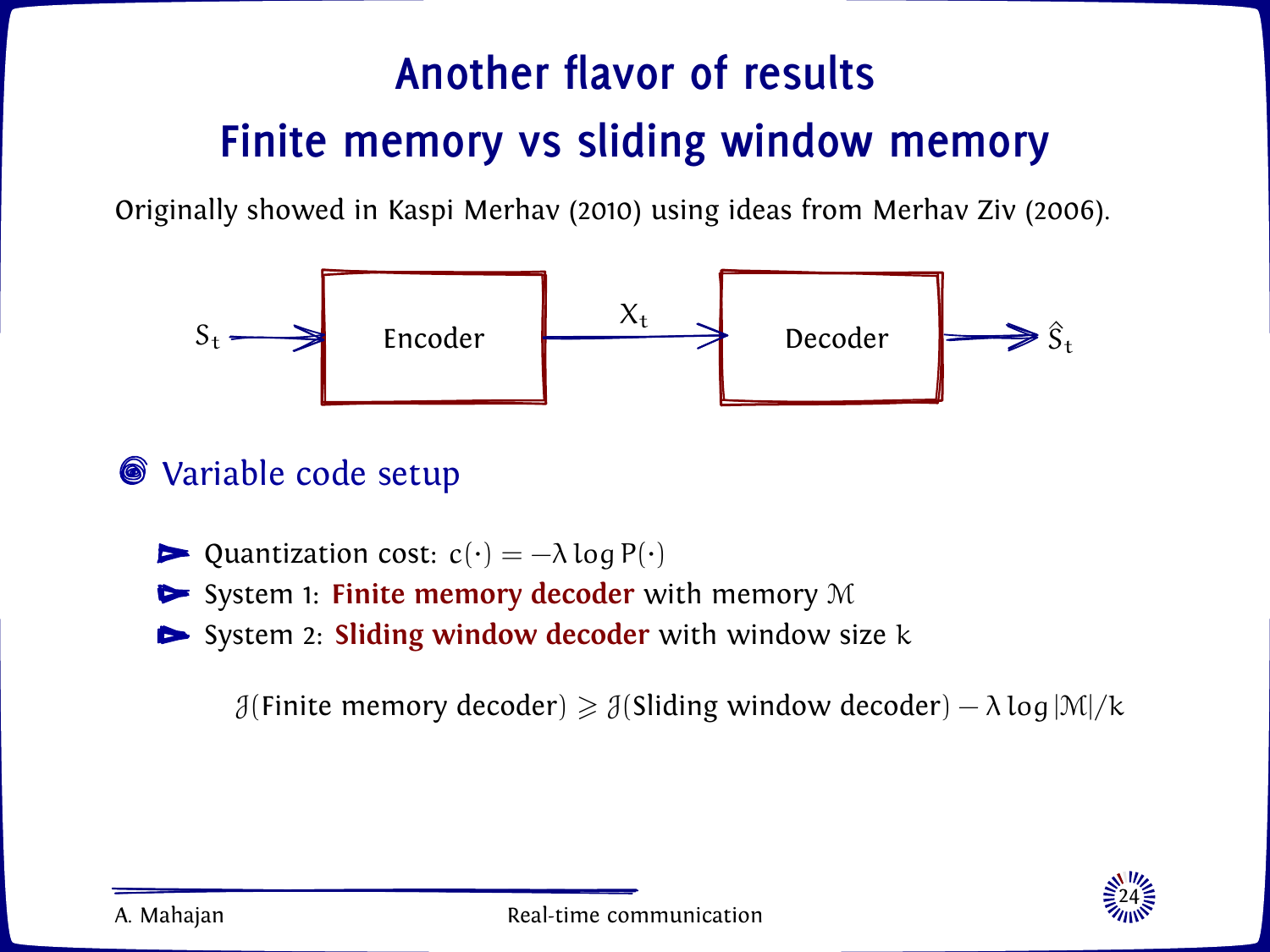# Another flavor of results

## Finite memory vs sliding window memory

Originally showed in Kaspi Merhav (2010) using ideas from Merhav Ziv (2006).

$S_t \rightarrow$ Encoder $\xrightarrow{X_t}$ Decoder $\rightarrow \hat{S}_t$

### Variable code setup

- Quantization cost: $c(\cdot) = -\lambda \log P(\cdot)$
- System 1: **Finite memory decoder** with memory $\mathcal{M}$
- System 2: **Sliding window decoder** with window size $k$

$$\mathcal{J}(\text{Finite memory decoder}) \geqslant \mathcal{J}(\text{Sliding window decoder}) - \lambda \log |\mathcal{M}|/k$$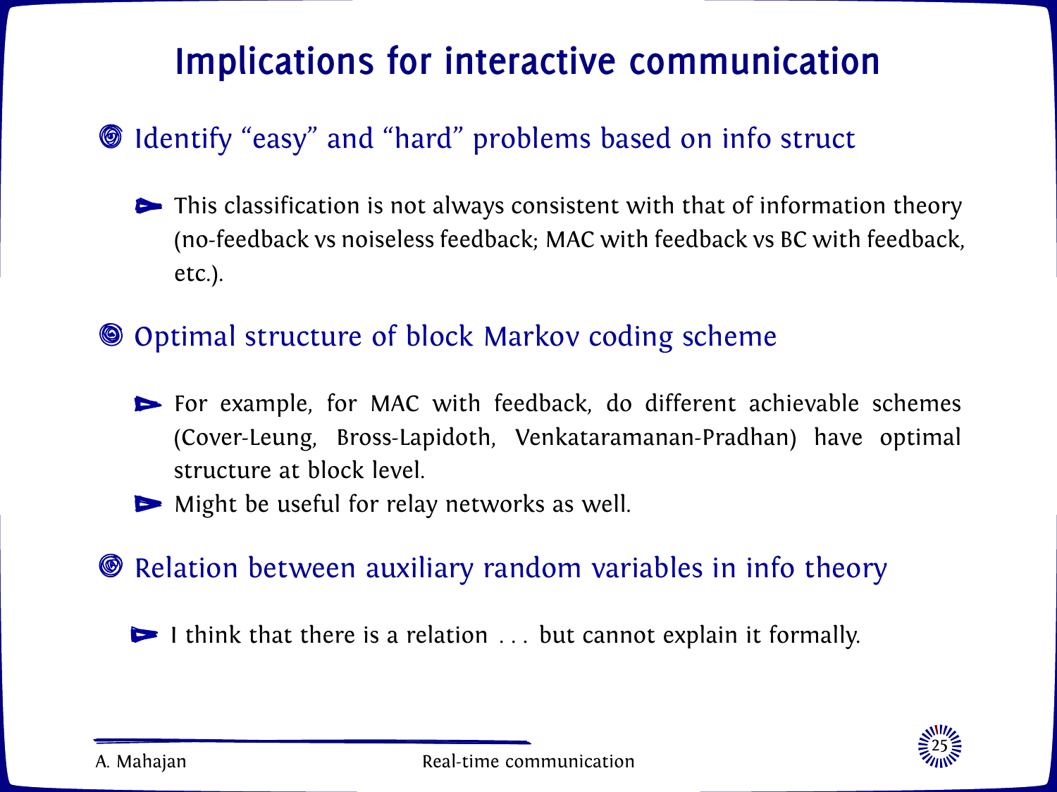# Implications for interactive communication

- Identify "easy" and "hard" problems based on info struct
  - This classification is not always consistent with that of information theory (no-feedback vs noiseless feedback; MAC with feedback vs BC with feedback, etc.).
- Optimal structure of block Markov coding scheme
  - For example, for MAC with feedback, do different achievable schemes (Cover-Leung, Bross-Lapidoth, Venkataramanan-Pradhan) have optimal structure at block level.
  - Might be useful for relay networks as well.
- Relation between auxiliary random variables in info theory
  - I think that there is a relation . . . but cannot explain it formally.